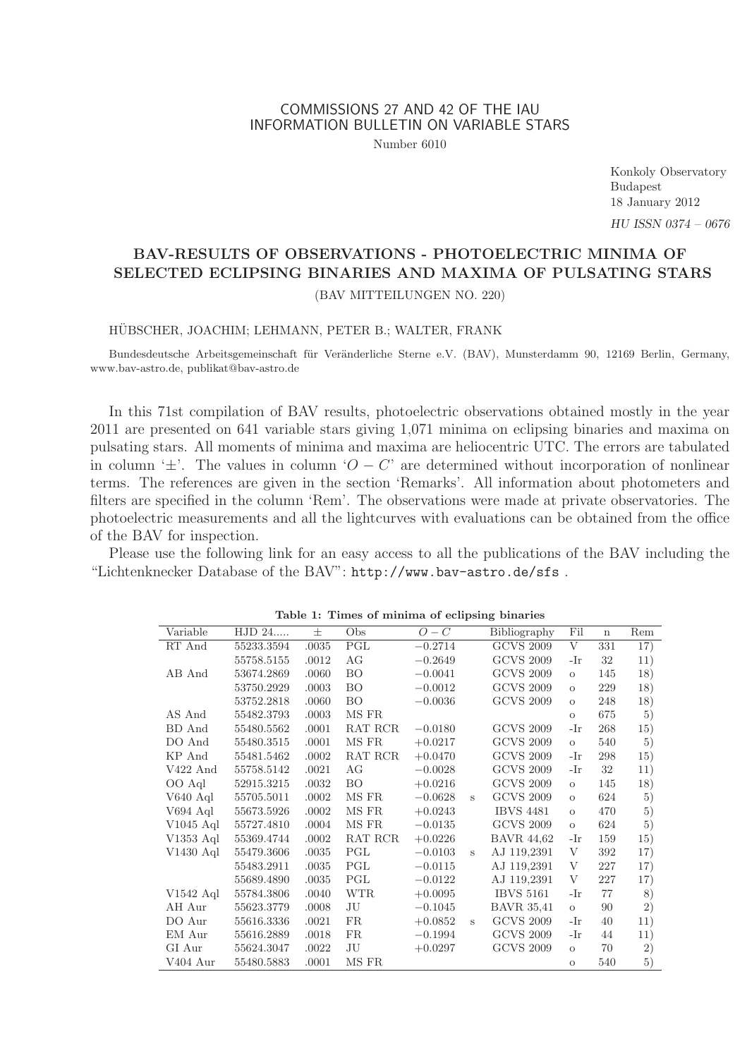COMMISSIONS 27 AND 42 OF THE IAU
INFORMATION BULLETIN ON VARIABLE STARS

Number 6010

Konkoly Observatory
Budapest
18 January 2012

*HU ISSN 0374 – 0676*

# BAV-RESULTS OF OBSERVATIONS - PHOTOELECTRIC MINIMA OF SELECTED ECLIPSING BINARIES AND MAXIMA OF PULSATING STARS

(BAV MITTEILUNGEN NO. 220)

HÜBSCHER, JOACHIM; LEHMANN, PETER B.; WALTER, FRANK

Bundesdeutsche Arbeitsgemeinschaft für Veränderliche Sterne e.V. (BAV), Munsterdamm 90, 12169 Berlin, Germany, www.bav-astro.de, publikat@bav-astro.de

In this 71st compilation of BAV results, photoelectric observations obtained mostly in the year 2011 are presented on 641 variable stars giving 1,071 minima on eclipsing binaries and maxima on pulsating stars. All moments of minima and maxima are heliocentric UTC. The errors are tabulated in column '±'. The values in column '$O-C$' are determined without incorporation of nonlinear terms. The references are given in the section 'Remarks'. All information about photometers and filters are specified in the column 'Rem'. The observations were made at private observatories. The photoelectric measurements and all the lightcurves with evaluations can be obtained from the office of the BAV for inspection.

Please use the following link for an easy access to all the publications of the BAV including the "Lichtenknecker Database of the BAV": `http://www.bav-astro.de/sfs` .

**Table 1: Times of minima of eclipsing binaries**

| Variable | HJD 24..... | ± | Obs | $O-C$ | | Bibliography | Fil | n | Rem |
|---|---|---|---|---|---|---|---|---|---|
| RT And | 55233.3594 | .0035 | PGL | −0.2714 | | GCVS 2009 | V | 331 | 17) |
| | 55758.5155 | .0012 | AG | −0.2649 | | GCVS 2009 | -Ir | 32 | 11) |
| AB And | 53674.2869 | .0060 | BO | −0.0041 | | GCVS 2009 | o | 145 | 18) |
| | 53750.2929 | .0003 | BO | −0.0012 | | GCVS 2009 | o | 229 | 18) |
| | 53752.2818 | .0060 | BO | −0.0036 | | GCVS 2009 | o | 248 | 18) |
| AS And | 55482.3793 | .0003 | MS FR | | | | o | 675 | 5) |
| BD And | 55480.5562 | .0001 | RAT RCR | −0.0180 | | GCVS 2009 | -Ir | 268 | 15) |
| DO And | 55480.3515 | .0001 | MS FR | +0.0217 | | GCVS 2009 | o | 540 | 5) |
| KP And | 55481.5462 | .0002 | RAT RCR | +0.0470 | | GCVS 2009 | -Ir | 298 | 15) |
| V422 And | 55758.5142 | .0021 | AG | −0.0028 | | GCVS 2009 | -Ir | 32 | 11) |
| OO Aql | 52915.3215 | .0032 | BO | +0.0216 | | GCVS 2009 | o | 145 | 18) |
| V640 Aql | 55705.5011 | .0002 | MS FR | −0.0628 | s | GCVS 2009 | o | 624 | 5) |
| V694 Aql | 55673.5926 | .0002 | MS FR | +0.0243 | | IBVS 4481 | o | 470 | 5) |
| V1045 Aql | 55727.4810 | .0004 | MS FR | −0.0135 | | GCVS 2009 | o | 624 | 5) |
| V1353 Aql | 55369.4744 | .0002 | RAT RCR | +0.0226 | | BAVR 44,62 | -Ir | 159 | 15) |
| V1430 Aql | 55479.3606 | .0035 | PGL | −0.0103 | s | AJ 119,2391 | V | 392 | 17) |
| | 55483.2911 | .0035 | PGL | −0.0115 | | AJ 119,2391 | V | 227 | 17) |
| | 55689.4890 | .0035 | PGL | −0.0122 | | AJ 119,2391 | V | 227 | 17) |
| V1542 Aql | 55784.3806 | .0040 | WTR | +0.0095 | | IBVS 5161 | -Ir | 77 | 8) |
| AH Aur | 55623.3779 | .0008 | JU | −0.1045 | | BAVR 35,41 | o | 90 | 2) |
| DO Aur | 55616.3336 | .0021 | FR | +0.0852 | s | GCVS 2009 | -Ir | 40 | 11) |
| EM Aur | 55616.2889 | .0018 | FR | −0.1994 | | GCVS 2009 | -Ir | 44 | 11) |
| GI Aur | 55624.3047 | .0022 | JU | +0.0297 | | GCVS 2009 | o | 70 | 2) |
| V404 Aur | 55480.5883 | .0001 | MS FR | | | | o | 540 | 5) |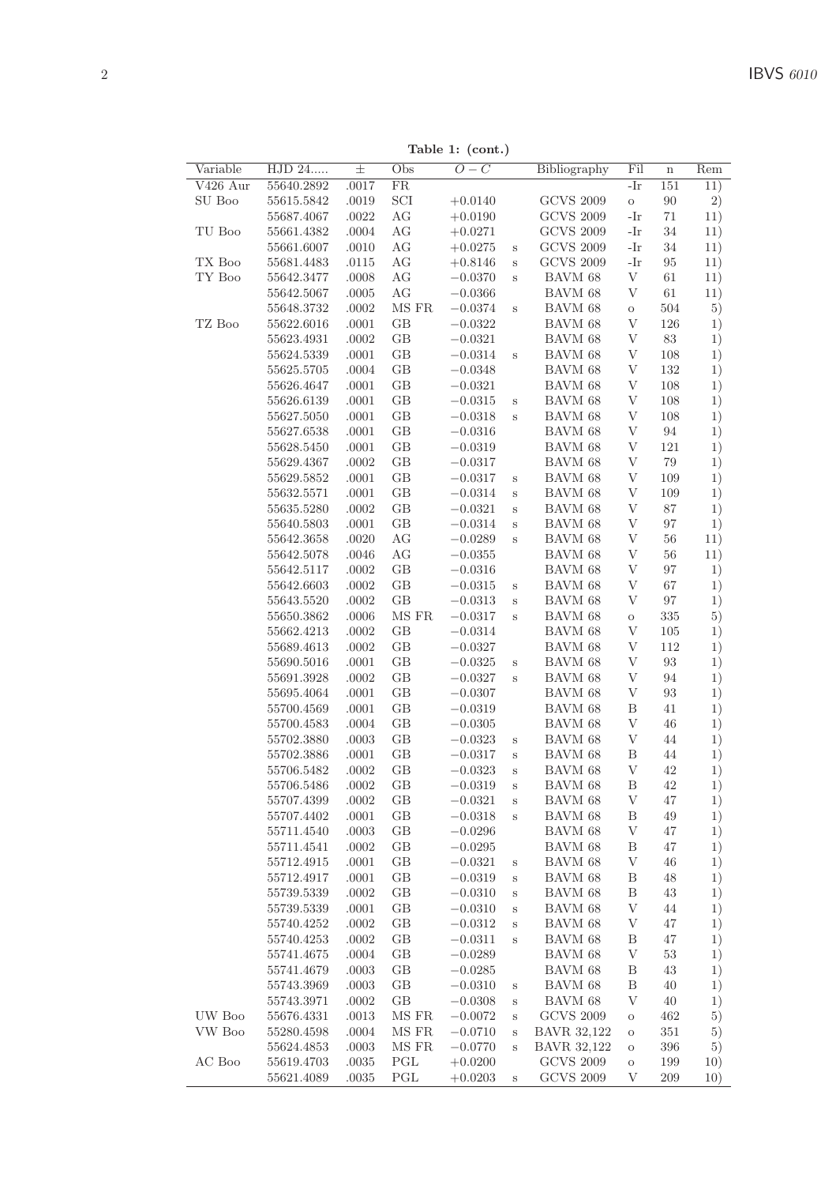**Table 1: (cont.)**

| Variable | HJD 24..... | ± | Obs | $O-C$ | | Bibliography | Fil | n | Rem |
|---|---|---|---|---|---|---|---|---|---|
| V426 Aur | 55640.2892 | .0017 | FR | | | | -Ir | 151 | 11) |
| SU Boo | 55615.5842 | .0019 | SCI | +0.0140 | | GCVS 2009 | o | 90 | 2) |
| | 55687.4067 | .0022 | AG | +0.0190 | | GCVS 2009 | -Ir | 71 | 11) |
| TU Boo | 55661.4382 | .0004 | AG | +0.0271 | | GCVS 2009 | -Ir | 34 | 11) |
| | 55661.6007 | .0010 | AG | +0.0275 | s | GCVS 2009 | -Ir | 34 | 11) |
| TX Boo | 55681.4483 | .0115 | AG | +0.8146 | s | GCVS 2009 | -Ir | 95 | 11) |
| TY Boo | 55642.3477 | .0008 | AG | −0.0370 | s | BAVM 68 | V | 61 | 11) |
| | 55642.5067 | .0005 | AG | −0.0366 | | BAVM 68 | V | 61 | 11) |
| | 55648.3732 | .0002 | MS FR | −0.0374 | s | BAVM 68 | o | 504 | 5) |
| TZ Boo | 55622.6016 | .0001 | GB | −0.0322 | | BAVM 68 | V | 126 | 1) |
| | 55623.4931 | .0002 | GB | −0.0321 | | BAVM 68 | V | 83 | 1) |
| | 55624.5339 | .0001 | GB | −0.0314 | s | BAVM 68 | V | 108 | 1) |
| | 55625.5705 | .0004 | GB | −0.0348 | | BAVM 68 | V | 132 | 1) |
| | 55626.4647 | .0001 | GB | −0.0321 | | BAVM 68 | V | 108 | 1) |
| | 55626.6139 | .0001 | GB | −0.0315 | s | BAVM 68 | V | 108 | 1) |
| | 55627.5050 | .0001 | GB | −0.0318 | s | BAVM 68 | V | 108 | 1) |
| | 55627.6538 | .0001 | GB | −0.0316 | | BAVM 68 | V | 94 | 1) |
| | 55628.5450 | .0001 | GB | −0.0319 | | BAVM 68 | V | 121 | 1) |
| | 55629.4367 | .0002 | GB | −0.0317 | | BAVM 68 | V | 79 | 1) |
| | 55629.5852 | .0001 | GB | −0.0317 | s | BAVM 68 | V | 109 | 1) |
| | 55632.5571 | .0001 | GB | −0.0314 | s | BAVM 68 | V | 109 | 1) |
| | 55635.5280 | .0002 | GB | −0.0321 | s | BAVM 68 | V | 87 | 1) |
| | 55640.5803 | .0001 | GB | −0.0314 | s | BAVM 68 | V | 97 | 1) |
| | 55642.3658 | .0020 | AG | −0.0289 | s | BAVM 68 | V | 56 | 11) |
| | 55642.5078 | .0046 | AG | −0.0355 | | BAVM 68 | V | 56 | 11) |
| | 55642.5117 | .0002 | GB | −0.0316 | | BAVM 68 | V | 97 | 1) |
| | 55642.6603 | .0002 | GB | −0.0315 | s | BAVM 68 | V | 67 | 1) |
| | 55643.5520 | .0002 | GB | −0.0313 | s | BAVM 68 | V | 97 | 1) |
| | 55650.3862 | .0006 | MS FR | −0.0317 | s | BAVM 68 | o | 335 | 5) |
| | 55662.4213 | .0002 | GB | −0.0314 | | BAVM 68 | V | 105 | 1) |
| | 55689.4613 | .0002 | GB | −0.0327 | | BAVM 68 | V | 112 | 1) |
| | 55690.5016 | .0001 | GB | −0.0325 | s | BAVM 68 | V | 93 | 1) |
| | 55691.3928 | .0002 | GB | −0.0327 | s | BAVM 68 | V | 94 | 1) |
| | 55695.4064 | .0001 | GB | −0.0307 | | BAVM 68 | V | 93 | 1) |
| | 55700.4569 | .0001 | GB | −0.0319 | | BAVM 68 | B | 41 | 1) |
| | 55700.4583 | .0004 | GB | −0.0305 | | BAVM 68 | V | 46 | 1) |
| | 55702.3880 | .0003 | GB | −0.0323 | s | BAVM 68 | V | 44 | 1) |
| | 55702.3886 | .0001 | GB | −0.0317 | s | BAVM 68 | B | 44 | 1) |
| | 55706.5482 | .0002 | GB | −0.0323 | s | BAVM 68 | V | 42 | 1) |
| | 55706.5486 | .0002 | GB | −0.0319 | s | BAVM 68 | B | 42 | 1) |
| | 55707.4399 | .0002 | GB | −0.0321 | s | BAVM 68 | V | 47 | 1) |
| | 55707.4402 | .0001 | GB | −0.0318 | s | BAVM 68 | B | 49 | 1) |
| | 55711.4540 | .0003 | GB | −0.0296 | | BAVM 68 | V | 47 | 1) |
| | 55711.4541 | .0002 | GB | −0.0295 | | BAVM 68 | B | 47 | 1) |
| | 55712.4915 | .0001 | GB | −0.0321 | s | BAVM 68 | V | 46 | 1) |
| | 55712.4917 | .0001 | GB | −0.0319 | s | BAVM 68 | B | 48 | 1) |
| | 55739.5339 | .0002 | GB | −0.0310 | s | BAVM 68 | B | 43 | 1) |
| | 55739.5339 | .0001 | GB | −0.0310 | s | BAVM 68 | V | 44 | 1) |
| | 55740.4252 | .0002 | GB | −0.0312 | s | BAVM 68 | V | 47 | 1) |
| | 55740.4253 | .0002 | GB | −0.0311 | s | BAVM 68 | B | 47 | 1) |
| | 55741.4675 | .0004 | GB | −0.0289 | | BAVM 68 | V | 53 | 1) |
| | 55741.4679 | .0003 | GB | −0.0285 | | BAVM 68 | B | 43 | 1) |
| | 55743.3969 | .0003 | GB | −0.0310 | s | BAVM 68 | B | 40 | 1) |
| | 55743.3971 | .0002 | GB | −0.0308 | s | BAVM 68 | V | 40 | 1) |
| UW Boo | 55676.4331 | .0013 | MS FR | −0.0072 | s | GCVS 2009 | o | 462 | 5) |
| VW Boo | 55280.4598 | .0004 | MS FR | −0.0710 | s | BAVR 32,122 | o | 351 | 5) |
| | 55624.4853 | .0003 | MS FR | −0.0770 | s | BAVR 32,122 | o | 396 | 5) |
| AC Boo | 55619.4703 | .0035 | PGL | +0.0200 | | GCVS 2009 | o | 199 | 10) |
| | 55621.4089 | .0035 | PGL | +0.0203 | s | GCVS 2009 | V | 209 | 10) |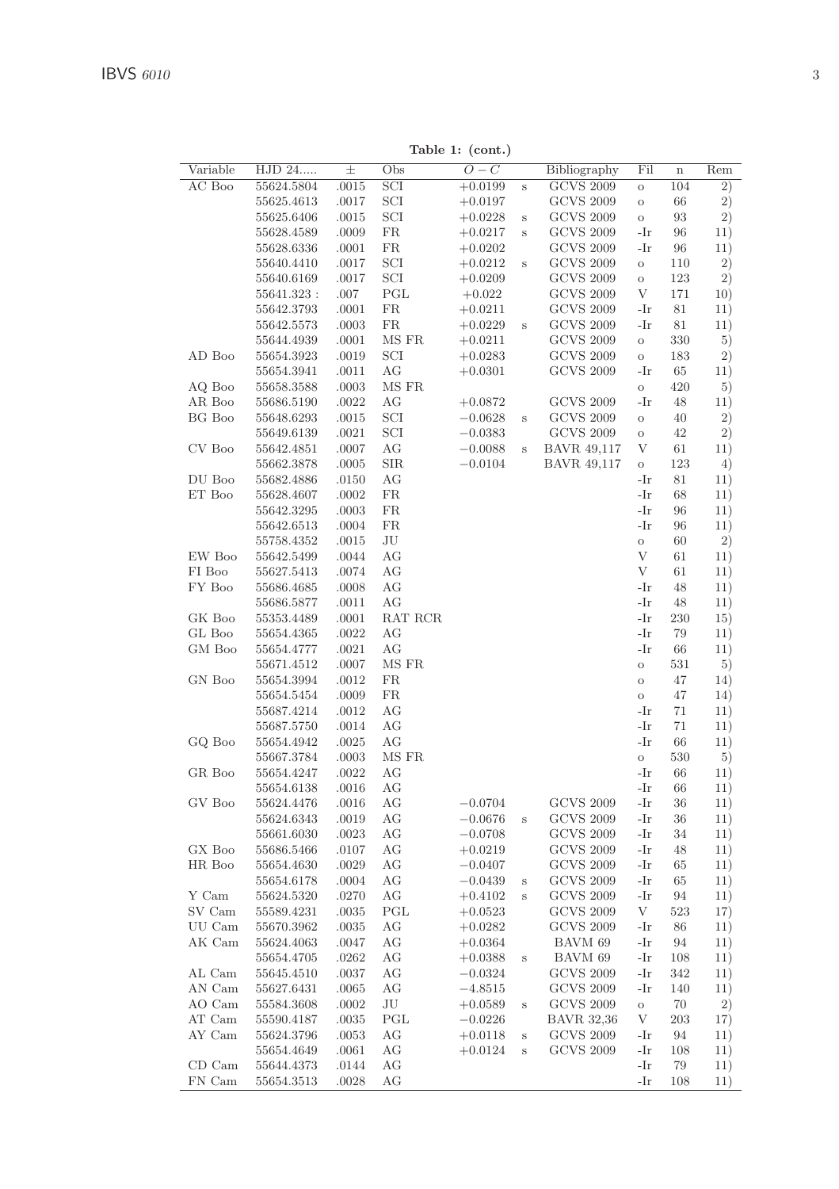**Table 1: (cont.)**

| Variable | HJD 24..... | ± | Obs | $O-C$ | | Bibliography | Fil | n | Rem |
|---|---|---|---|---|---|---|---|---|---|
| AC Boo | 55624.5804 | .0015 | SCI | +0.0199 | s | GCVS 2009 | o | 104 | 2) |
| | 55625.4613 | .0017 | SCI | +0.0197 | | GCVS 2009 | o | 66 | 2) |
| | 55625.6406 | .0015 | SCI | +0.0228 | s | GCVS 2009 | o | 93 | 2) |
| | 55628.4589 | .0009 | FR | +0.0217 | s | GCVS 2009 | -Ir | 96 | 11) |
| | 55628.6336 | .0001 | FR | +0.0202 | | GCVS 2009 | -Ir | 96 | 11) |
| | 55640.4410 | .0017 | SCI | +0.0212 | s | GCVS 2009 | o | 110 | 2) |
| | 55640.6169 | .0017 | SCI | +0.0209 | | GCVS 2009 | o | 123 | 2) |
| | 55641.323 : | .007 | PGL | +0.022 | | GCVS 2009 | V | 171 | 10) |
| | 55642.3793 | .0001 | FR | +0.0211 | | GCVS 2009 | -Ir | 81 | 11) |
| | 55642.5573 | .0003 | FR | +0.0229 | s | GCVS 2009 | -Ir | 81 | 11) |
| | 55644.4939 | .0001 | MS FR | +0.0211 | | GCVS 2009 | o | 330 | 5) |
| AD Boo | 55654.3923 | .0019 | SCI | +0.0283 | | GCVS 2009 | o | 183 | 2) |
| | 55654.3941 | .0011 | AG | +0.0301 | | GCVS 2009 | -Ir | 65 | 11) |
| AQ Boo | 55658.3588 | .0003 | MS FR | | | | o | 420 | 5) |
| AR Boo | 55686.5190 | .0022 | AG | +0.0872 | | GCVS 2009 | -Ir | 48 | 11) |
| BG Boo | 55648.6293 | .0015 | SCI | −0.0628 | s | GCVS 2009 | o | 40 | 2) |
| | 55649.6139 | .0021 | SCI | −0.0383 | | GCVS 2009 | o | 42 | 2) |
| CV Boo | 55642.4851 | .0007 | AG | −0.0088 | s | BAVR 49,117 | V | 61 | 11) |
| | 55662.3878 | .0005 | SIR | −0.0104 | | BAVR 49,117 | o | 123 | 4) |
| DU Boo | 55682.4886 | .0150 | AG | | | | -Ir | 81 | 11) |
| ET Boo | 55628.4607 | .0002 | FR | | | | -Ir | 68 | 11) |
| | 55642.3295 | .0003 | FR | | | | -Ir | 96 | 11) |
| | 55642.6513 | .0004 | FR | | | | -Ir | 96 | 11) |
| | 55758.4352 | .0015 | JU | | | | o | 60 | 2) |
| EW Boo | 55642.5499 | .0044 | AG | | | | V | 61 | 11) |
| FI Boo | 55627.5413 | .0074 | AG | | | | V | 61 | 11) |
| FY Boo | 55686.4685 | .0008 | AG | | | | -Ir | 48 | 11) |
| | 55686.5877 | .0011 | AG | | | | -Ir | 48 | 11) |
| GK Boo | 55353.4489 | .0001 | RAT RCR | | | | -Ir | 230 | 15) |
| GL Boo | 55654.4365 | .0022 | AG | | | | -Ir | 79 | 11) |
| GM Boo | 55654.4777 | .0021 | AG | | | | -Ir | 66 | 11) |
| | 55671.4512 | .0007 | MS FR | | | | o | 531 | 5) |
| GN Boo | 55654.3994 | .0012 | FR | | | | o | 47 | 14) |
| | 55654.5454 | .0009 | FR | | | | o | 47 | 14) |
| | 55687.4214 | .0012 | AG | | | | -Ir | 71 | 11) |
| | 55687.5750 | .0014 | AG | | | | -Ir | 71 | 11) |
| GQ Boo | 55654.4942 | .0025 | AG | | | | -Ir | 66 | 11) |
| | 55667.3784 | .0003 | MS FR | | | | o | 530 | 5) |
| GR Boo | 55654.4247 | .0022 | AG | | | | -Ir | 66 | 11) |
| | 55654.6138 | .0016 | AG | | | | -Ir | 66 | 11) |
| GV Boo | 55624.4476 | .0016 | AG | −0.0704 | | GCVS 2009 | -Ir | 36 | 11) |
| | 55624.6343 | .0019 | AG | −0.0676 | s | GCVS 2009 | -Ir | 36 | 11) |
| | 55661.6030 | .0023 | AG | −0.0708 | | GCVS 2009 | -Ir | 34 | 11) |
| GX Boo | 55686.5466 | .0107 | AG | +0.0219 | | GCVS 2009 | -Ir | 48 | 11) |
| HR Boo | 55654.4630 | .0029 | AG | −0.0407 | | GCVS 2009 | -Ir | 65 | 11) |
| | 55654.6178 | .0004 | AG | −0.0439 | s | GCVS 2009 | -Ir | 65 | 11) |
| Y Cam | 55624.5320 | .0270 | AG | +0.4102 | s | GCVS 2009 | -Ir | 94 | 11) |
| SV Cam | 55589.4231 | .0035 | PGL | +0.0523 | | GCVS 2009 | V | 523 | 17) |
| UU Cam | 55670.3962 | .0035 | AG | +0.0282 | | GCVS 2009 | -Ir | 86 | 11) |
| AK Cam | 55624.4063 | .0047 | AG | +0.0364 | | BAVM 69 | -Ir | 94 | 11) |
| | 55654.4705 | .0262 | AG | +0.0388 | s | BAVM 69 | -Ir | 108 | 11) |
| AL Cam | 55645.4510 | .0037 | AG | −0.0324 | | GCVS 2009 | -Ir | 342 | 11) |
| AN Cam | 55627.6431 | .0065 | AG | −4.8515 | | GCVS 2009 | -Ir | 140 | 11) |
| AO Cam | 55584.3608 | .0002 | JU | +0.0589 | s | GCVS 2009 | o | 70 | 2) |
| AT Cam | 55590.4187 | .0035 | PGL | −0.0226 | | BAVR 32,36 | V | 203 | 17) |
| AY Cam | 55624.3796 | .0053 | AG | +0.0118 | s | GCVS 2009 | -Ir | 94 | 11) |
| | 55654.4649 | .0061 | AG | +0.0124 | s | GCVS 2009 | -Ir | 108 | 11) |
| CD Cam | 55644.4373 | .0144 | AG | | | | -Ir | 79 | 11) |
| FN Cam | 55654.3513 | .0028 | AG | | | | -Ir | 108 | 11) |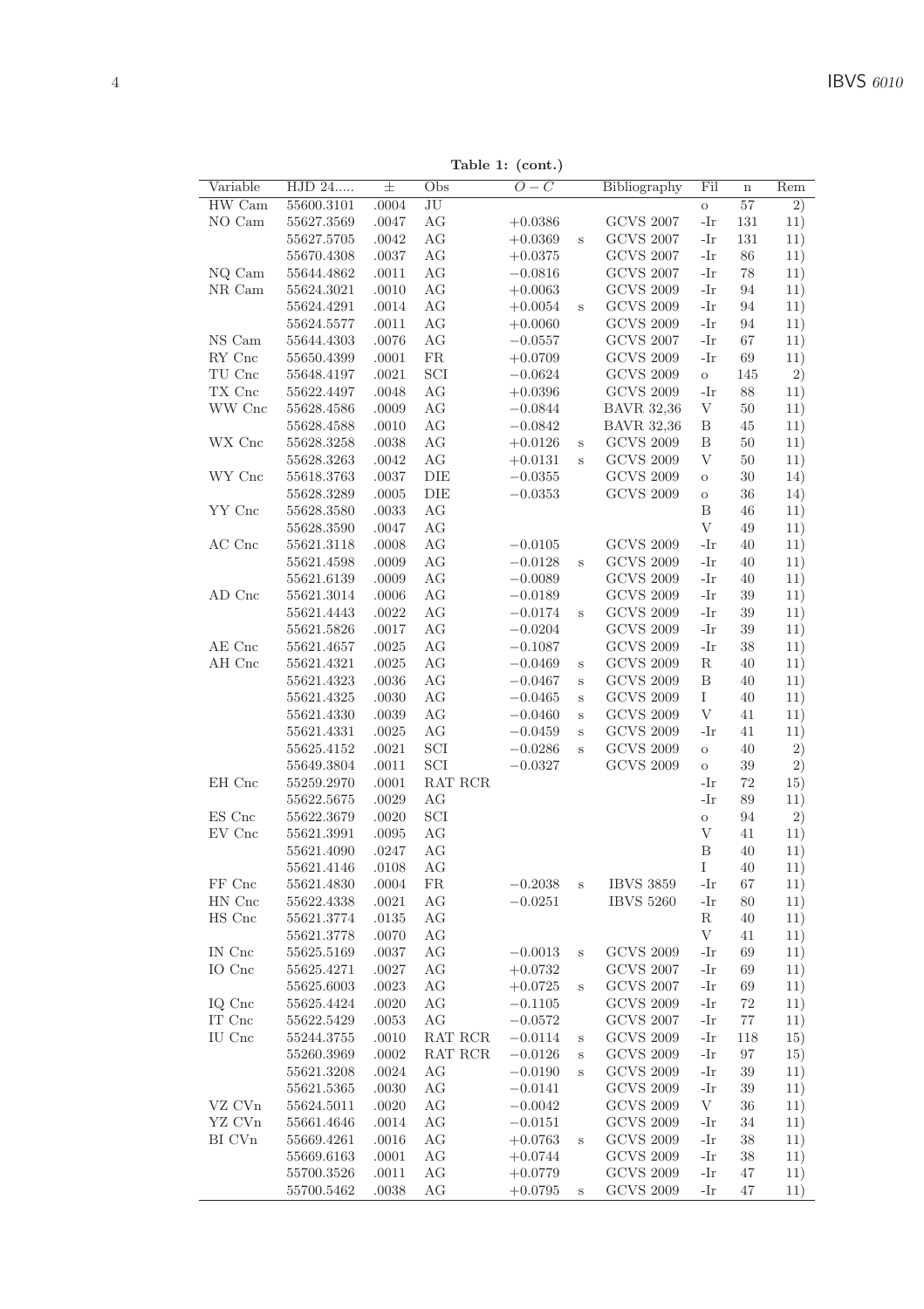**Table 1: (cont.)**

| Variable | HJD 24..... | ± | Obs | $O-C$ | | Bibliography | Fil | n | Rem |
|---|---|---|---|---|---|---|---|---|---|
| HW Cam | 55600.3101 | .0004 | JU | | | | o | 57 | 2) |
| NO Cam | 55627.3569 | .0047 | AG | +0.0386 | | GCVS 2007 | -Ir | 131 | 11) |
| | 55627.5705 | .0042 | AG | +0.0369 | s | GCVS 2007 | -Ir | 131 | 11) |
| | 55670.4308 | .0037 | AG | +0.0375 | | GCVS 2007 | -Ir | 86 | 11) |
| NQ Cam | 55644.4862 | .0011 | AG | −0.0816 | | GCVS 2007 | -Ir | 78 | 11) |
| NR Cam | 55624.3021 | .0010 | AG | +0.0063 | | GCVS 2009 | -Ir | 94 | 11) |
| | 55624.4291 | .0014 | AG | +0.0054 | s | GCVS 2009 | -Ir | 94 | 11) |
| | 55624.5577 | .0011 | AG | +0.0060 | | GCVS 2009 | -Ir | 94 | 11) |
| NS Cam | 55644.4303 | .0076 | AG | −0.0557 | | GCVS 2007 | -Ir | 67 | 11) |
| RY Cnc | 55650.4399 | .0001 | FR | +0.0709 | | GCVS 2009 | -Ir | 69 | 11) |
| TU Cnc | 55648.4197 | .0021 | SCI | −0.0624 | | GCVS 2009 | o | 145 | 2) |
| TX Cnc | 55622.4497 | .0048 | AG | +0.0396 | | GCVS 2009 | -Ir | 88 | 11) |
| WW Cnc | 55628.4586 | .0009 | AG | −0.0844 | | BAVR 32,36 | V | 50 | 11) |
| | 55628.4588 | .0010 | AG | −0.0842 | | BAVR 32,36 | B | 45 | 11) |
| WX Cnc | 55628.3258 | .0038 | AG | +0.0126 | s | GCVS 2009 | B | 50 | 11) |
| | 55628.3263 | .0042 | AG | +0.0131 | s | GCVS 2009 | V | 50 | 11) |
| WY Cnc | 55618.3763 | .0037 | DIE | −0.0355 | | GCVS 2009 | o | 30 | 14) |
| | 55628.3289 | .0005 | DIE | −0.0353 | | GCVS 2009 | o | 36 | 14) |
| YY Cnc | 55628.3580 | .0033 | AG | | | | B | 46 | 11) |
| | 55628.3590 | .0047 | AG | | | | V | 49 | 11) |
| AC Cnc | 55621.3118 | .0008 | AG | −0.0105 | | GCVS 2009 | -Ir | 40 | 11) |
| | 55621.4598 | .0009 | AG | −0.0128 | s | GCVS 2009 | -Ir | 40 | 11) |
| | 55621.6139 | .0009 | AG | −0.0089 | | GCVS 2009 | -Ir | 40 | 11) |
| AD Cnc | 55621.3014 | .0006 | AG | −0.0189 | | GCVS 2009 | -Ir | 39 | 11) |
| | 55621.4443 | .0022 | AG | −0.0174 | s | GCVS 2009 | -Ir | 39 | 11) |
| | 55621.5826 | .0017 | AG | −0.0204 | | GCVS 2009 | -Ir | 39 | 11) |
| AE Cnc | 55621.4657 | .0025 | AG | −0.1087 | | GCVS 2009 | -Ir | 38 | 11) |
| AH Cnc | 55621.4321 | .0025 | AG | −0.0469 | s | GCVS 2009 | R | 40 | 11) |
| | 55621.4323 | .0036 | AG | −0.0467 | s | GCVS 2009 | B | 40 | 11) |
| | 55621.4325 | .0030 | AG | −0.0465 | s | GCVS 2009 | I | 40 | 11) |
| | 55621.4330 | .0039 | AG | −0.0460 | s | GCVS 2009 | V | 41 | 11) |
| | 55621.4331 | .0025 | AG | −0.0459 | s | GCVS 2009 | -Ir | 41 | 11) |
| | 55625.4152 | .0021 | SCI | −0.0286 | s | GCVS 2009 | o | 40 | 2) |
| | 55649.3804 | .0011 | SCI | −0.0327 | | GCVS 2009 | o | 39 | 2) |
| EH Cnc | 55259.2970 | .0001 | RAT RCR | | | | -Ir | 72 | 15) |
| | 55622.5675 | .0029 | AG | | | | -Ir | 89 | 11) |
| ES Cnc | 55622.3679 | .0020 | SCI | | | | o | 94 | 2) |
| EV Cnc | 55621.3991 | .0095 | AG | | | | V | 41 | 11) |
| | 55621.4090 | .0247 | AG | | | | B | 40 | 11) |
| | 55621.4146 | .0108 | AG | | | | I | 40 | 11) |
| FF Cnc | 55621.4830 | .0004 | FR | −0.2038 | s | IBVS 3859 | -Ir | 67 | 11) |
| HN Cnc | 55622.4338 | .0021 | AG | −0.0251 | | IBVS 5260 | -Ir | 80 | 11) |
| HS Cnc | 55621.3774 | .0135 | AG | | | | R | 40 | 11) |
| | 55621.3778 | .0070 | AG | | | | V | 41 | 11) |
| IN Cnc | 55625.5169 | .0037 | AG | −0.0013 | s | GCVS 2009 | -Ir | 69 | 11) |
| IO Cnc | 55625.4271 | .0027 | AG | +0.0732 | | GCVS 2007 | -Ir | 69 | 11) |
| | 55625.6003 | .0023 | AG | +0.0725 | s | GCVS 2007 | -Ir | 69 | 11) |
| IQ Cnc | 55625.4424 | .0020 | AG | −0.1105 | | GCVS 2009 | -Ir | 72 | 11) |
| IT Cnc | 55622.5429 | .0053 | AG | −0.0572 | | GCVS 2007 | -Ir | 77 | 11) |
| IU Cnc | 55244.3755 | .0010 | RAT RCR | −0.0114 | s | GCVS 2009 | -Ir | 118 | 15) |
| | 55260.3969 | .0002 | RAT RCR | −0.0126 | s | GCVS 2009 | -Ir | 97 | 15) |
| | 55621.3208 | .0024 | AG | −0.0190 | s | GCVS 2009 | -Ir | 39 | 11) |
| | 55621.5365 | .0030 | AG | −0.0141 | | GCVS 2009 | -Ir | 39 | 11) |
| VZ CVn | 55624.5011 | .0020 | AG | −0.0042 | | GCVS 2009 | V | 36 | 11) |
| YZ CVn | 55661.4646 | .0014 | AG | −0.0151 | | GCVS 2009 | -Ir | 34 | 11) |
| BI CVn | 55669.4261 | .0016 | AG | +0.0763 | s | GCVS 2009 | -Ir | 38 | 11) |
| | 55669.6163 | .0001 | AG | +0.0744 | | GCVS 2009 | -Ir | 38 | 11) |
| | 55700.3526 | .0011 | AG | +0.0779 | | GCVS 2009 | -Ir | 47 | 11) |
| | 55700.5462 | .0038 | AG | +0.0795 | s | GCVS 2009 | -Ir | 47 | 11) |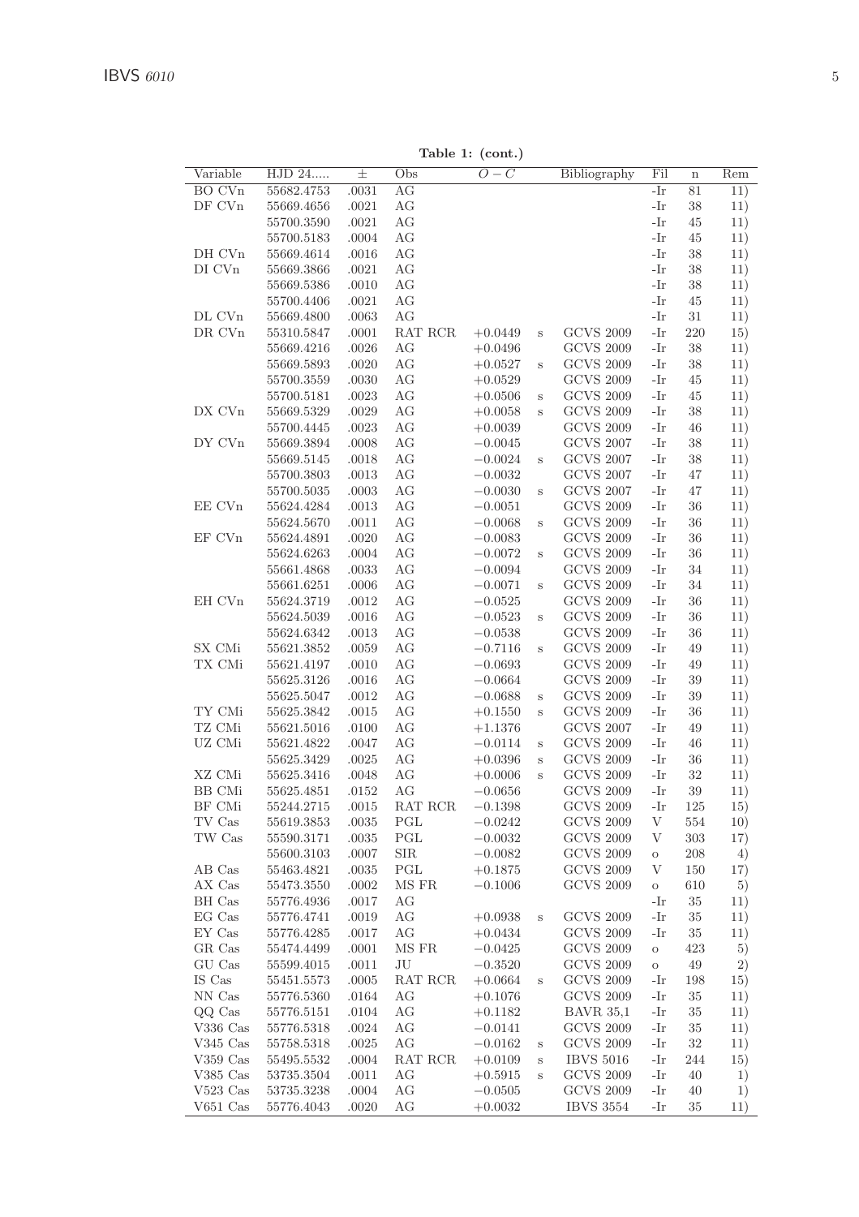**Table 1: (cont.)**

| Variable | HJD 24..... | ± | Obs | $O-C$ | | Bibliography | Fil | n | Rem |
|---|---|---|---|---|---|---|---|---|---|
| BO CVn | 55682.4753 | .0031 | AG | | | | -Ir | 81 | 11) |
| DF CVn | 55669.4656 | .0021 | AG | | | | -Ir | 38 | 11) |
| | 55700.3590 | .0021 | AG | | | | -Ir | 45 | 11) |
| | 55700.5183 | .0004 | AG | | | | -Ir | 45 | 11) |
| DH CVn | 55669.4614 | .0016 | AG | | | | -Ir | 38 | 11) |
| DI CVn | 55669.3866 | .0021 | AG | | | | -Ir | 38 | 11) |
| | 55669.5386 | .0010 | AG | | | | -Ir | 38 | 11) |
| | 55700.4406 | .0021 | AG | | | | -Ir | 45 | 11) |
| DL CVn | 55669.4800 | .0063 | AG | | | | -Ir | 31 | 11) |
| DR CVn | 55310.5847 | .0001 | RAT RCR | +0.0449 | s | GCVS 2009 | -Ir | 220 | 15) |
| | 55669.4216 | .0026 | AG | +0.0496 | | GCVS 2009 | -Ir | 38 | 11) |
| | 55669.5893 | .0020 | AG | +0.0527 | s | GCVS 2009 | -Ir | 38 | 11) |
| | 55700.3559 | .0030 | AG | +0.0529 | | GCVS 2009 | -Ir | 45 | 11) |
| | 55700.5181 | .0023 | AG | +0.0506 | s | GCVS 2009 | -Ir | 45 | 11) |
| DX CVn | 55669.5329 | .0029 | AG | +0.0058 | s | GCVS 2009 | -Ir | 38 | 11) |
| | 55700.4445 | .0023 | AG | +0.0039 | | GCVS 2009 | -Ir | 46 | 11) |
| DY CVn | 55669.3894 | .0008 | AG | −0.0045 | | GCVS 2007 | -Ir | 38 | 11) |
| | 55669.5145 | .0018 | AG | −0.0024 | s | GCVS 2007 | -Ir | 38 | 11) |
| | 55700.3803 | .0013 | AG | −0.0032 | | GCVS 2007 | -Ir | 47 | 11) |
| | 55700.5035 | .0003 | AG | −0.0030 | s | GCVS 2007 | -Ir | 47 | 11) |
| EE CVn | 55624.4284 | .0013 | AG | −0.0051 | | GCVS 2009 | -Ir | 36 | 11) |
| | 55624.5670 | .0011 | AG | −0.0068 | s | GCVS 2009 | -Ir | 36 | 11) |
| EF CVn | 55624.4891 | .0020 | AG | −0.0083 | | GCVS 2009 | -Ir | 36 | 11) |
| | 55624.6263 | .0004 | AG | −0.0072 | s | GCVS 2009 | -Ir | 36 | 11) |
| | 55661.4868 | .0033 | AG | −0.0094 | | GCVS 2009 | -Ir | 34 | 11) |
| | 55661.6251 | .0006 | AG | −0.0071 | s | GCVS 2009 | -Ir | 34 | 11) |
| EH CVn | 55624.3719 | .0012 | AG | −0.0525 | | GCVS 2009 | -Ir | 36 | 11) |
| | 55624.5039 | .0016 | AG | −0.0523 | s | GCVS 2009 | -Ir | 36 | 11) |
| | 55624.6342 | .0013 | AG | −0.0538 | | GCVS 2009 | -Ir | 36 | 11) |
| SX CMi | 55621.3852 | .0059 | AG | −0.7116 | s | GCVS 2009 | -Ir | 49 | 11) |
| TX CMi | 55621.4197 | .0010 | AG | −0.0693 | | GCVS 2009 | -Ir | 49 | 11) |
| | 55625.3126 | .0016 | AG | −0.0664 | | GCVS 2009 | -Ir | 39 | 11) |
| | 55625.5047 | .0012 | AG | −0.0688 | s | GCVS 2009 | -Ir | 39 | 11) |
| TY CMi | 55625.3842 | .0015 | AG | +0.1550 | s | GCVS 2009 | -Ir | 36 | 11) |
| TZ CMi | 55621.5016 | .0100 | AG | +1.1376 | | GCVS 2007 | -Ir | 49 | 11) |
| UZ CMi | 55621.4822 | .0047 | AG | −0.0114 | s | GCVS 2009 | -Ir | 46 | 11) |
| | 55625.3429 | .0025 | AG | +0.0396 | s | GCVS 2009 | -Ir | 36 | 11) |
| XZ CMi | 55625.3416 | .0048 | AG | +0.0006 | s | GCVS 2009 | -Ir | 32 | 11) |
| BB CMi | 55625.4851 | .0152 | AG | −0.0656 | | GCVS 2009 | -Ir | 39 | 11) |
| BF CMi | 55244.2715 | .0015 | RAT RCR | −0.1398 | | GCVS 2009 | -Ir | 125 | 15) |
| TV Cas | 55619.3853 | .0035 | PGL | −0.0242 | | GCVS 2009 | V | 554 | 10) |
| TW Cas | 55590.3171 | .0035 | PGL | −0.0032 | | GCVS 2009 | V | 303 | 17) |
| | 55600.3103 | .0007 | SIR | −0.0082 | | GCVS 2009 | o | 208 | 4) |
| AB Cas | 55463.4821 | .0035 | PGL | +0.1875 | | GCVS 2009 | V | 150 | 17) |
| AX Cas | 55473.3550 | .0002 | MS FR | −0.1006 | | GCVS 2009 | o | 610 | 5) |
| BH Cas | 55776.4936 | .0017 | AG | | | | -Ir | 35 | 11) |
| EG Cas | 55776.4741 | .0019 | AG | +0.0938 | s | GCVS 2009 | -Ir | 35 | 11) |
| EY Cas | 55776.4285 | .0017 | AG | +0.0434 | | GCVS 2009 | -Ir | 35 | 11) |
| GR Cas | 55474.4499 | .0001 | MS FR | −0.0425 | | GCVS 2009 | o | 423 | 5) |
| GU Cas | 55599.4015 | .0011 | JU | −0.3520 | | GCVS 2009 | o | 49 | 2) |
| IS Cas | 55451.5573 | .0005 | RAT RCR | +0.0664 | s | GCVS 2009 | -Ir | 198 | 15) |
| NN Cas | 55776.5360 | .0164 | AG | +0.1076 | | GCVS 2009 | -Ir | 35 | 11) |
| QQ Cas | 55776.5151 | .0104 | AG | +0.1182 | | BAVR 35,1 | -Ir | 35 | 11) |
| V336 Cas | 55776.5318 | .0024 | AG | −0.0141 | | GCVS 2009 | -Ir | 35 | 11) |
| V345 Cas | 55758.5318 | .0025 | AG | −0.0162 | s | GCVS 2009 | -Ir | 32 | 11) |
| V359 Cas | 55495.5532 | .0004 | RAT RCR | +0.0109 | s | IBVS 5016 | -Ir | 244 | 15) |
| V385 Cas | 53735.3504 | .0011 | AG | +0.5915 | s | GCVS 2009 | -Ir | 40 | 1) |
| V523 Cas | 53735.3238 | .0004 | AG | −0.0505 | | GCVS 2009 | -Ir | 40 | 1) |
| V651 Cas | 55776.4043 | .0020 | AG | +0.0032 | | IBVS 3554 | -Ir | 35 | 11) |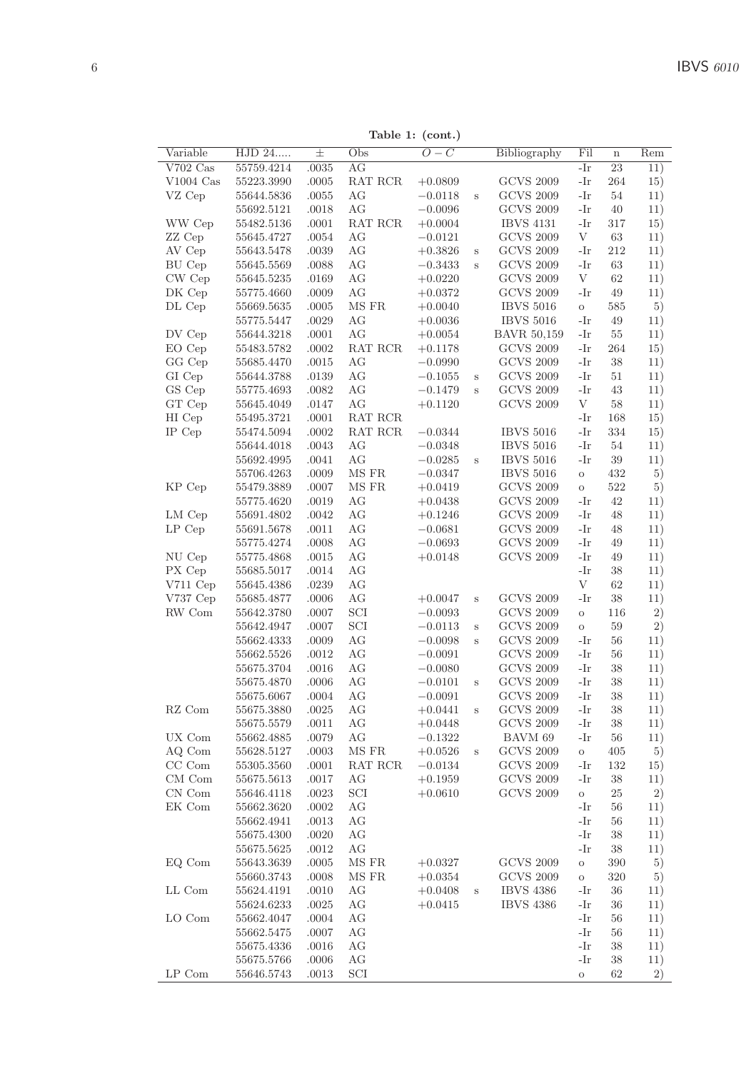**Table 1: (cont.)**

| Variable | HJD 24..... | ± | Obs | $O-C$ | | Bibliography | Fil | n | Rem |
|---|---|---|---|---|---|---|---|---|---|
| V702 Cas | 55759.4214 | .0035 | AG | | | | -Ir | 23 | 11) |
| V1004 Cas | 55223.3990 | .0005 | RAT RCR | +0.0809 | | GCVS 2009 | -Ir | 264 | 15) |
| VZ Cep | 55644.5836 | .0055 | AG | −0.0118 | s | GCVS 2009 | -Ir | 54 | 11) |
| | 55692.5121 | .0018 | AG | −0.0096 | | GCVS 2009 | -Ir | 40 | 11) |
| WW Cep | 55482.5136 | .0001 | RAT RCR | +0.0004 | | IBVS 4131 | -Ir | 317 | 15) |
| ZZ Cep | 55645.4727 | .0054 | AG | −0.0121 | | GCVS 2009 | V | 63 | 11) |
| AV Cep | 55643.5478 | .0039 | AG | +0.3826 | s | GCVS 2009 | -Ir | 212 | 11) |
| BU Cep | 55645.5569 | .0088 | AG | −0.3433 | s | GCVS 2009 | -Ir | 63 | 11) |
| CW Cep | 55645.5235 | .0169 | AG | +0.0220 | | GCVS 2009 | V | 62 | 11) |
| DK Cep | 55775.4660 | .0009 | AG | +0.0372 | | GCVS 2009 | -Ir | 49 | 11) |
| DL Cep | 55669.5635 | .0005 | MS FR | +0.0040 | | IBVS 5016 | o | 585 | 5) |
| | 55775.5447 | .0029 | AG | +0.0036 | | IBVS 5016 | -Ir | 49 | 11) |
| DV Cep | 55644.3218 | .0001 | AG | +0.0054 | | BAVR 50,159 | -Ir | 55 | 11) |
| EO Cep | 55483.5782 | .0002 | RAT RCR | +0.1178 | | GCVS 2009 | -Ir | 264 | 15) |
| GG Cep | 55685.4470 | .0015 | AG | −0.0990 | | GCVS 2009 | -Ir | 38 | 11) |
| GI Cep | 55644.3788 | .0139 | AG | −0.1055 | s | GCVS 2009 | -Ir | 51 | 11) |
| GS Cep | 55775.4693 | .0082 | AG | −0.1479 | s | GCVS 2009 | -Ir | 43 | 11) |
| GT Cep | 55645.4049 | .0147 | AG | +0.1120 | | GCVS 2009 | V | 58 | 11) |
| HI Cep | 55495.3721 | .0001 | RAT RCR | | | | -Ir | 168 | 15) |
| IP Cep | 55474.5094 | .0002 | RAT RCR | −0.0344 | | IBVS 5016 | -Ir | 334 | 15) |
| | 55644.4018 | .0043 | AG | −0.0348 | | IBVS 5016 | -Ir | 54 | 11) |
| | 55692.4995 | .0041 | AG | −0.0285 | s | IBVS 5016 | -Ir | 39 | 11) |
| | 55706.4263 | .0009 | MS FR | −0.0347 | | IBVS 5016 | o | 432 | 5) |
| KP Cep | 55479.3889 | .0007 | MS FR | +0.0419 | | GCVS 2009 | o | 522 | 5) |
| | 55775.4620 | .0019 | AG | +0.0438 | | GCVS 2009 | -Ir | 42 | 11) |
| LM Cep | 55691.4802 | .0042 | AG | +0.1246 | | GCVS 2009 | -Ir | 48 | 11) |
| LP Cep | 55691.5678 | .0011 | AG | −0.0681 | | GCVS 2009 | -Ir | 48 | 11) |
| | 55775.4274 | .0008 | AG | −0.0693 | | GCVS 2009 | -Ir | 49 | 11) |
| NU Cep | 55775.4868 | .0015 | AG | +0.0148 | | GCVS 2009 | -Ir | 49 | 11) |
| PX Cep | 55685.5017 | .0014 | AG | | | | -Ir | 38 | 11) |
| V711 Cep | 55645.4386 | .0239 | AG | | | | V | 62 | 11) |
| V737 Cep | 55685.4877 | .0006 | AG | +0.0047 | s | GCVS 2009 | -Ir | 38 | 11) |
| RW Com | 55642.3780 | .0007 | SCI | −0.0093 | | GCVS 2009 | o | 116 | 2) |
| | 55642.4947 | .0007 | SCI | −0.0113 | s | GCVS 2009 | o | 59 | 2) |
| | 55662.4333 | .0009 | AG | −0.0098 | s | GCVS 2009 | -Ir | 56 | 11) |
| | 55662.5526 | .0012 | AG | −0.0091 | | GCVS 2009 | -Ir | 56 | 11) |
| | 55675.3704 | .0016 | AG | −0.0080 | | GCVS 2009 | -Ir | 38 | 11) |
| | 55675.4870 | .0006 | AG | −0.0101 | s | GCVS 2009 | -Ir | 38 | 11) |
| | 55675.6067 | .0004 | AG | −0.0091 | | GCVS 2009 | -Ir | 38 | 11) |
| RZ Com | 55675.3880 | .0025 | AG | +0.0441 | s | GCVS 2009 | -Ir | 38 | 11) |
| | 55675.5579 | .0011 | AG | +0.0448 | | GCVS 2009 | -Ir | 38 | 11) |
| UX Com | 55662.4885 | .0079 | AG | −0.1322 | | BAVM 69 | -Ir | 56 | 11) |
| AQ Com | 55628.5127 | .0003 | MS FR | +0.0526 | s | GCVS 2009 | o | 405 | 5) |
| CC Com | 55305.3560 | .0001 | RAT RCR | −0.0134 | | GCVS 2009 | -Ir | 132 | 15) |
| CM Com | 55675.5613 | .0017 | AG | +0.1959 | | GCVS 2009 | -Ir | 38 | 11) |
| CN Com | 55646.4118 | .0023 | SCI | +0.0610 | | GCVS 2009 | o | 25 | 2) |
| EK Com | 55662.3620 | .0002 | AG | | | | -Ir | 56 | 11) |
| | 55662.4941 | .0013 | AG | | | | -Ir | 56 | 11) |
| | 55675.4300 | .0020 | AG | | | | -Ir | 38 | 11) |
| | 55675.5625 | .0012 | AG | | | | -Ir | 38 | 11) |
| EQ Com | 55643.3639 | .0005 | MS FR | +0.0327 | | GCVS 2009 | o | 390 | 5) |
| | 55660.3743 | .0008 | MS FR | +0.0354 | | GCVS 2009 | o | 320 | 5) |
| LL Com | 55624.4191 | .0010 | AG | +0.0408 | s | IBVS 4386 | -Ir | 36 | 11) |
| | 55624.6233 | .0025 | AG | +0.0415 | | IBVS 4386 | -Ir | 36 | 11) |
| LO Com | 55662.4047 | .0004 | AG | | | | -Ir | 56 | 11) |
| | 55662.5475 | .0007 | AG | | | | -Ir | 56 | 11) |
| | 55675.4336 | .0016 | AG | | | | -Ir | 38 | 11) |
| | 55675.5766 | .0006 | AG | | | | -Ir | 38 | 11) |
| LP Com | 55646.5743 | .0013 | SCI | | | | o | 62 | 2) |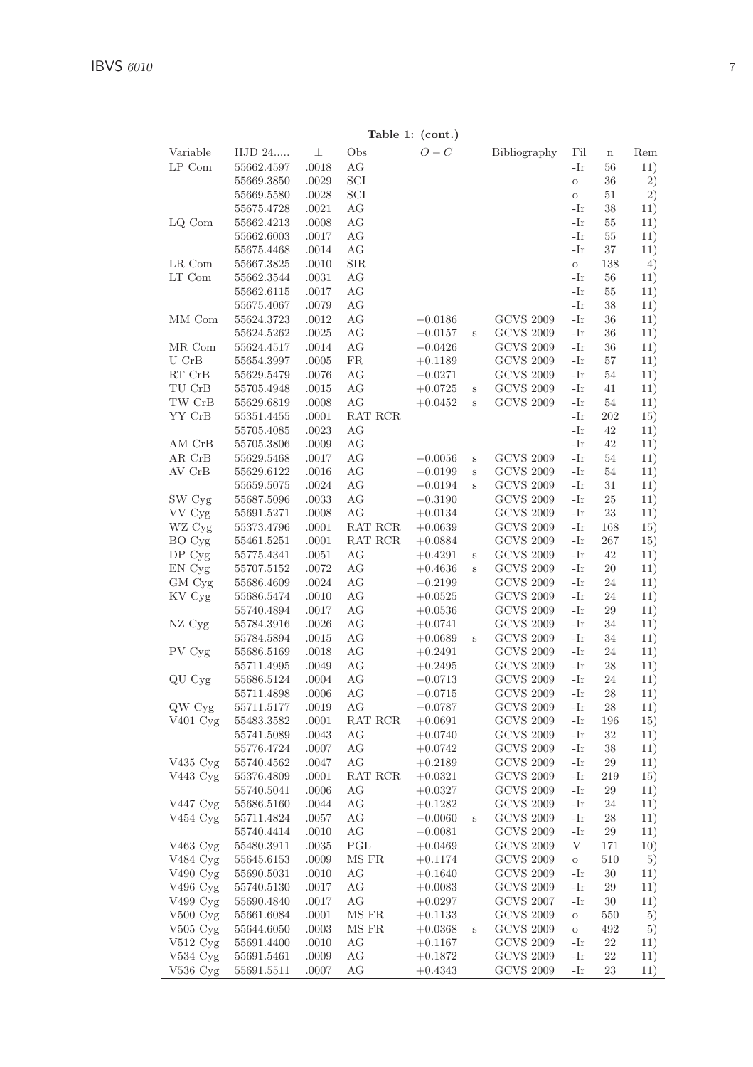**Table 1: (cont.)**

| Variable | HJD 24..... | ± | Obs | $O-C$ | | Bibliography | Fil | n | Rem |
|---|---|---|---|---|---|---|---|---|---|
| LP Com | 55662.4597 | .0018 | AG | | | | -Ir | 56 | 11) |
| | 55669.3850 | .0029 | SCI | | | | o | 36 | 2) |
| | 55669.5580 | .0028 | SCI | | | | o | 51 | 2) |
| | 55675.4728 | .0021 | AG | | | | -Ir | 38 | 11) |
| LQ Com | 55662.4213 | .0008 | AG | | | | -Ir | 55 | 11) |
| | 55662.6003 | .0017 | AG | | | | -Ir | 55 | 11) |
| | 55675.4468 | .0014 | AG | | | | -Ir | 37 | 11) |
| LR Com | 55667.3825 | .0010 | SIR | | | | o | 138 | 4) |
| LT Com | 55662.3544 | .0031 | AG | | | | -Ir | 56 | 11) |
| | 55662.6115 | .0017 | AG | | | | -Ir | 55 | 11) |
| | 55675.4067 | .0079 | AG | | | | -Ir | 38 | 11) |
| MM Com | 55624.3723 | .0012 | AG | −0.0186 | | GCVS 2009 | -Ir | 36 | 11) |
| | 55624.5262 | .0025 | AG | −0.0157 | s | GCVS 2009 | -Ir | 36 | 11) |
| MR Com | 55624.4517 | .0014 | AG | −0.0426 | | GCVS 2009 | -Ir | 36 | 11) |
| U CrB | 55654.3997 | .0005 | FR | +0.1189 | | GCVS 2009 | -Ir | 57 | 11) |
| RT CrB | 55629.5479 | .0076 | AG | −0.0271 | | GCVS 2009 | -Ir | 54 | 11) |
| TU CrB | 55705.4948 | .0015 | AG | +0.0725 | s | GCVS 2009 | -Ir | 41 | 11) |
| TW CrB | 55629.6819 | .0008 | AG | +0.0452 | s | GCVS 2009 | -Ir | 54 | 11) |
| YY CrB | 55351.4455 | .0001 | RAT RCR | | | | -Ir | 202 | 15) |
| | 55705.4085 | .0023 | AG | | | | -Ir | 42 | 11) |
| AM CrB | 55705.3806 | .0009 | AG | | | | -Ir | 42 | 11) |
| AR CrB | 55629.5468 | .0017 | AG | −0.0056 | s | GCVS 2009 | -Ir | 54 | 11) |
| AV CrB | 55629.6122 | .0016 | AG | −0.0199 | s | GCVS 2009 | -Ir | 54 | 11) |
| | 55659.5075 | .0024 | AG | −0.0194 | s | GCVS 2009 | -Ir | 31 | 11) |
| SW Cyg | 55687.5096 | .0033 | AG | −0.3190 | | GCVS 2009 | -Ir | 25 | 11) |
| VV Cyg | 55691.5271 | .0008 | AG | +0.0134 | | GCVS 2009 | -Ir | 23 | 11) |
| WZ Cyg | 55373.4796 | .0001 | RAT RCR | +0.0639 | | GCVS 2009 | -Ir | 168 | 15) |
| BO Cyg | 55461.5251 | .0001 | RAT RCR | +0.0884 | | GCVS 2009 | -Ir | 267 | 15) |
| DP Cyg | 55775.4341 | .0051 | AG | +0.4291 | s | GCVS 2009 | -Ir | 42 | 11) |
| EN Cyg | 55707.5152 | .0072 | AG | +0.4636 | s | GCVS 2009 | -Ir | 20 | 11) |
| GM Cyg | 55686.4609 | .0024 | AG | −0.2199 | | GCVS 2009 | -Ir | 24 | 11) |
| KV Cyg | 55686.5474 | .0010 | AG | +0.0525 | | GCVS 2009 | -Ir | 24 | 11) |
| | 55740.4894 | .0017 | AG | +0.0536 | | GCVS 2009 | -Ir | 29 | 11) |
| NZ Cyg | 55784.3916 | .0026 | AG | +0.0741 | | GCVS 2009 | -Ir | 34 | 11) |
| | 55784.5894 | .0015 | AG | +0.0689 | s | GCVS 2009 | -Ir | 34 | 11) |
| PV Cyg | 55686.5169 | .0018 | AG | +0.2491 | | GCVS 2009 | -Ir | 24 | 11) |
| | 55711.4995 | .0049 | AG | +0.2495 | | GCVS 2009 | -Ir | 28 | 11) |
| QU Cyg | 55686.5124 | .0004 | AG | −0.0713 | | GCVS 2009 | -Ir | 24 | 11) |
| | 55711.4898 | .0006 | AG | −0.0715 | | GCVS 2009 | -Ir | 28 | 11) |
| QW Cyg | 55711.5177 | .0019 | AG | −0.0787 | | GCVS 2009 | -Ir | 28 | 11) |
| V401 Cyg | 55483.3582 | .0001 | RAT RCR | +0.0691 | | GCVS 2009 | -Ir | 196 | 15) |
| | 55741.5089 | .0043 | AG | +0.0740 | | GCVS 2009 | -Ir | 32 | 11) |
| | 55776.4724 | .0007 | AG | +0.0742 | | GCVS 2009 | -Ir | 38 | 11) |
| V435 Cyg | 55740.4562 | .0047 | AG | +0.2189 | | GCVS 2009 | -Ir | 29 | 11) |
| V443 Cyg | 55376.4809 | .0001 | RAT RCR | +0.0321 | | GCVS 2009 | -Ir | 219 | 15) |
| | 55740.5041 | .0006 | AG | +0.0327 | | GCVS 2009 | -Ir | 29 | 11) |
| V447 Cyg | 55686.5160 | .0044 | AG | +0.1282 | | GCVS 2009 | -Ir | 24 | 11) |
| V454 Cyg | 55711.4824 | .0057 | AG | −0.0060 | s | GCVS 2009 | -Ir | 28 | 11) |
| | 55740.4414 | .0010 | AG | −0.0081 | | GCVS 2009 | -Ir | 29 | 11) |
| V463 Cyg | 55480.3911 | .0035 | PGL | +0.0469 | | GCVS 2009 | V | 171 | 10) |
| V484 Cyg | 55645.6153 | .0009 | MS FR | +0.1174 | | GCVS 2009 | o | 510 | 5) |
| V490 Cyg | 55690.5031 | .0010 | AG | +0.1640 | | GCVS 2009 | -Ir | 30 | 11) |
| V496 Cyg | 55740.5130 | .0017 | AG | +0.0083 | | GCVS 2009 | -Ir | 29 | 11) |
| V499 Cyg | 55690.4840 | .0017 | AG | +0.0297 | | GCVS 2007 | -Ir | 30 | 11) |
| V500 Cyg | 55661.6084 | .0001 | MS FR | +0.1133 | | GCVS 2009 | o | 550 | 5) |
| V505 Cyg | 55644.6050 | .0003 | MS FR | +0.0368 | s | GCVS 2009 | o | 492 | 5) |
| V512 Cyg | 55691.4400 | .0010 | AG | +0.1167 | | GCVS 2009 | -Ir | 22 | 11) |
| V534 Cyg | 55691.5461 | .0009 | AG | +0.1872 | | GCVS 2009 | -Ir | 22 | 11) |
| V536 Cyg | 55691.5511 | .0007 | AG | +0.4343 | | GCVS 2009 | -Ir | 23 | 11) |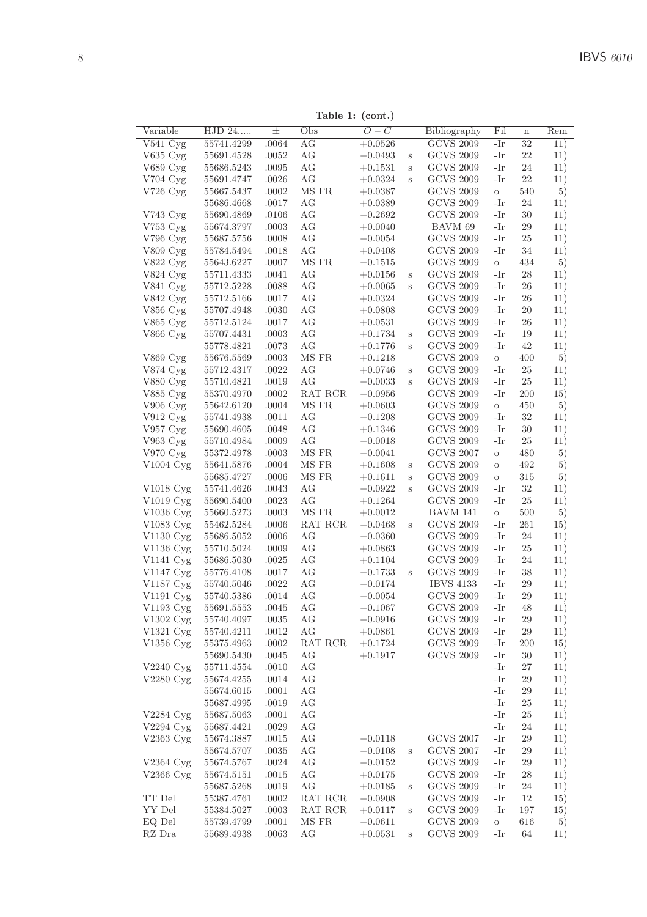**Table 1: (cont.)**

| Variable | HJD 24..... | ± | Obs | $O-C$ | | Bibliography | Fil | n | Rem |
|---|---|---|---|---|---|---|---|---|---|
| V541 Cyg | 55741.4299 | .0064 | AG | +0.0526 | | GCVS 2009 | -Ir | 32 | 11) |
| V635 Cyg | 55691.4528 | .0052 | AG | −0.0493 | s | GCVS 2009 | -Ir | 22 | 11) |
| V689 Cyg | 55686.5243 | .0095 | AG | +0.1531 | s | GCVS 2009 | -Ir | 24 | 11) |
| V704 Cyg | 55691.4747 | .0026 | AG | +0.0324 | s | GCVS 2009 | -Ir | 22 | 11) |
| V726 Cyg | 55667.5437 | .0002 | MS FR | +0.0387 | | GCVS 2009 | o | 540 | 5) |
| | 55686.4668 | .0017 | AG | +0.0389 | | GCVS 2009 | -Ir | 24 | 11) |
| V743 Cyg | 55690.4869 | .0106 | AG | −0.2692 | | GCVS 2009 | -Ir | 30 | 11) |
| V753 Cyg | 55674.3797 | .0003 | AG | +0.0040 | | BAVM 69 | -Ir | 29 | 11) |
| V796 Cyg | 55687.5756 | .0008 | AG | −0.0054 | | GCVS 2009 | -Ir | 25 | 11) |
| V809 Cyg | 55784.5494 | .0018 | AG | +0.0408 | | GCVS 2009 | -Ir | 34 | 11) |
| V822 Cyg | 55643.6227 | .0007 | MS FR | −0.1515 | | GCVS 2009 | o | 434 | 5) |
| V824 Cyg | 55711.4333 | .0041 | AG | +0.0156 | s | GCVS 2009 | -Ir | 28 | 11) |
| V841 Cyg | 55712.5228 | .0088 | AG | +0.0065 | s | GCVS 2009 | -Ir | 26 | 11) |
| V842 Cyg | 55712.5166 | .0017 | AG | +0.0324 | | GCVS 2009 | -Ir | 26 | 11) |
| V856 Cyg | 55707.4948 | .0030 | AG | +0.0808 | | GCVS 2009 | -Ir | 20 | 11) |
| V865 Cyg | 55712.5124 | .0017 | AG | +0.0531 | | GCVS 2009 | -Ir | 26 | 11) |
| V866 Cyg | 55707.4431 | .0003 | AG | +0.1734 | s | GCVS 2009 | -Ir | 19 | 11) |
| | 55778.4821 | .0073 | AG | +0.1776 | s | GCVS 2009 | -Ir | 42 | 11) |
| V869 Cyg | 55676.5569 | .0003 | MS FR | +0.1218 | | GCVS 2009 | o | 400 | 5) |
| V874 Cyg | 55712.4317 | .0022 | AG | +0.0746 | s | GCVS 2009 | -Ir | 25 | 11) |
| V880 Cyg | 55710.4821 | .0019 | AG | −0.0033 | s | GCVS 2009 | -Ir | 25 | 11) |
| V885 Cyg | 55370.4970 | .0002 | RAT RCR | −0.0956 | | GCVS 2009 | -Ir | 200 | 15) |
| V906 Cyg | 55642.6120 | .0004 | MS FR | +0.0603 | | GCVS 2009 | o | 450 | 5) |
| V912 Cyg | 55741.4938 | .0011 | AG | −0.1208 | | GCVS 2009 | -Ir | 32 | 11) |
| V957 Cyg | 55690.4605 | .0048 | AG | +0.1346 | | GCVS 2009 | -Ir | 30 | 11) |
| V963 Cyg | 55710.4984 | .0009 | AG | −0.0018 | | GCVS 2009 | -Ir | 25 | 11) |
| V970 Cyg | 55372.4978 | .0003 | MS FR | −0.0041 | | GCVS 2007 | o | 480 | 5) |
| V1004 Cyg | 55641.5876 | .0004 | MS FR | +0.1608 | s | GCVS 2009 | o | 492 | 5) |
| | 55685.4727 | .0006 | MS FR | +0.1611 | s | GCVS 2009 | o | 315 | 5) |
| V1018 Cyg | 55741.4626 | .0043 | AG | −0.0922 | s | GCVS 2009 | -Ir | 32 | 11) |
| V1019 Cyg | 55690.5400 | .0023 | AG | +0.1264 | | GCVS 2009 | -Ir | 25 | 11) |
| V1036 Cyg | 55660.5273 | .0003 | MS FR | +0.0012 | | BAVM 141 | o | 500 | 5) |
| V1083 Cyg | 55462.5284 | .0006 | RAT RCR | −0.0468 | s | GCVS 2009 | -Ir | 261 | 15) |
| V1130 Cyg | 55686.5052 | .0006 | AG | −0.0360 | | GCVS 2009 | -Ir | 24 | 11) |
| V1136 Cyg | 55710.5024 | .0009 | AG | +0.0863 | | GCVS 2009 | -Ir | 25 | 11) |
| V1141 Cyg | 55686.5030 | .0025 | AG | +0.1104 | | GCVS 2009 | -Ir | 24 | 11) |
| V1147 Cyg | 55776.4108 | .0017 | AG | −0.1733 | s | GCVS 2009 | -Ir | 38 | 11) |
| V1187 Cyg | 55740.5046 | .0022 | AG | −0.0174 | | IBVS 4133 | -Ir | 29 | 11) |
| V1191 Cyg | 55740.5386 | .0014 | AG | −0.0054 | | GCVS 2009 | -Ir | 29 | 11) |
| V1193 Cyg | 55691.5553 | .0045 | AG | −0.1067 | | GCVS 2009 | -Ir | 48 | 11) |
| V1302 Cyg | 55740.4097 | .0035 | AG | −0.0916 | | GCVS 2009 | -Ir | 29 | 11) |
| V1321 Cyg | 55740.4211 | .0012 | AG | +0.0861 | | GCVS 2009 | -Ir | 29 | 11) |
| V1356 Cyg | 55375.4963 | .0002 | RAT RCR | +0.1724 | | GCVS 2009 | -Ir | 200 | 15) |
| | 55690.5430 | .0045 | AG | +0.1917 | | GCVS 2009 | -Ir | 30 | 11) |
| V2240 Cyg | 55711.4554 | .0010 | AG | | | | -Ir | 27 | 11) |
| V2280 Cyg | 55674.4255 | .0014 | AG | | | | -Ir | 29 | 11) |
| | 55674.6015 | .0001 | AG | | | | -Ir | 29 | 11) |
| | 55687.4995 | .0019 | AG | | | | -Ir | 25 | 11) |
| V2284 Cyg | 55687.5063 | .0001 | AG | | | | -Ir | 25 | 11) |
| V2294 Cyg | 55687.4421 | .0029 | AG | | | | -Ir | 24 | 11) |
| V2363 Cyg | 55674.3887 | .0015 | AG | −0.0118 | | GCVS 2007 | -Ir | 29 | 11) |
| | 55674.5707 | .0035 | AG | −0.0108 | s | GCVS 2007 | -Ir | 29 | 11) |
| V2364 Cyg | 55674.5767 | .0024 | AG | −0.0152 | | GCVS 2009 | -Ir | 29 | 11) |
| V2366 Cyg | 55674.5151 | .0015 | AG | +0.0175 | | GCVS 2009 | -Ir | 28 | 11) |
| | 55687.5268 | .0019 | AG | +0.0185 | s | GCVS 2009 | -Ir | 24 | 11) |
| TT Del | 55387.4761 | .0002 | RAT RCR | −0.0908 | | GCVS 2009 | -Ir | 12 | 15) |
| YY Del | 55384.5027 | .0003 | RAT RCR | +0.0117 | s | GCVS 2009 | -Ir | 197 | 15) |
| EQ Del | 55739.4799 | .0001 | MS FR | −0.0611 | | GCVS 2009 | o | 616 | 5) |
| RZ Dra | 55689.4938 | .0063 | AG | +0.0531 | s | GCVS 2009 | -Ir | 64 | 11) |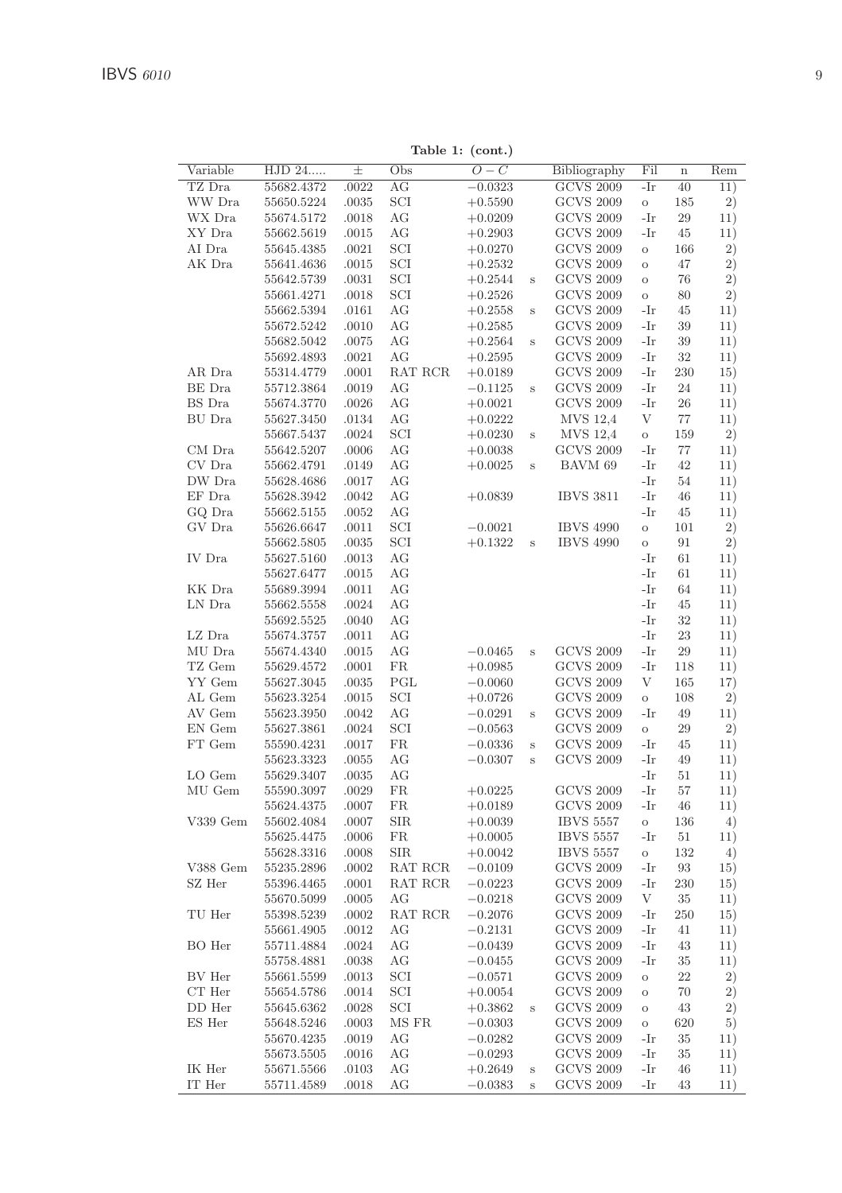**Table 1: (cont.)**

| Variable | HJD 24..... | ± | Obs | $O-C$ | | Bibliography | Fil | n | Rem |
|---|---|---|---|---|---|---|---|---|---|
| TZ Dra | 55682.4372 | .0022 | AG | −0.0323 | | GCVS 2009 | -Ir | 40 | 11) |
| WW Dra | 55650.5224 | .0035 | SCI | +0.5590 | | GCVS 2009 | o | 185 | 2) |
| WX Dra | 55674.5172 | .0018 | AG | +0.0209 | | GCVS 2009 | -Ir | 29 | 11) |
| XY Dra | 55662.5619 | .0015 | AG | +0.2903 | | GCVS 2009 | -Ir | 45 | 11) |
| AI Dra | 55645.4385 | .0021 | SCI | +0.0270 | | GCVS 2009 | o | 166 | 2) |
| AK Dra | 55641.4636 | .0015 | SCI | +0.2532 | | GCVS 2009 | o | 47 | 2) |
| | 55642.5739 | .0031 | SCI | +0.2544 | s | GCVS 2009 | o | 76 | 2) |
| | 55661.4271 | .0018 | SCI | +0.2526 | | GCVS 2009 | o | 80 | 2) |
| | 55662.5394 | .0161 | AG | +0.2558 | s | GCVS 2009 | -Ir | 45 | 11) |
| | 55672.5242 | .0010 | AG | +0.2585 | | GCVS 2009 | -Ir | 39 | 11) |
| | 55682.5042 | .0075 | AG | +0.2564 | s | GCVS 2009 | -Ir | 39 | 11) |
| | 55692.4893 | .0021 | AG | +0.2595 | | GCVS 2009 | -Ir | 32 | 11) |
| AR Dra | 55314.4779 | .0001 | RAT RCR | +0.0189 | | GCVS 2009 | -Ir | 230 | 15) |
| BE Dra | 55712.3864 | .0019 | AG | −0.1125 | s | GCVS 2009 | -Ir | 24 | 11) |
| BS Dra | 55674.3770 | .0026 | AG | +0.0021 | | GCVS 2009 | -Ir | 26 | 11) |
| BU Dra | 55627.3450 | .0134 | AG | +0.0222 | | MVS 12,4 | V | 77 | 11) |
| | 55667.5437 | .0024 | SCI | +0.0230 | s | MVS 12,4 | o | 159 | 2) |
| CM Dra | 55642.5207 | .0006 | AG | +0.0038 | | GCVS 2009 | -Ir | 77 | 11) |
| CV Dra | 55662.4791 | .0149 | AG | +0.0025 | s | BAVM 69 | -Ir | 42 | 11) |
| DW Dra | 55628.4686 | .0017 | AG | | | | -Ir | 54 | 11) |
| EF Dra | 55628.3942 | .0042 | AG | +0.0839 | | IBVS 3811 | -Ir | 46 | 11) |
| GQ Dra | 55662.5155 | .0052 | AG | | | | -Ir | 45 | 11) |
| GV Dra | 55626.6647 | .0011 | SCI | −0.0021 | | IBVS 4990 | o | 101 | 2) |
| | 55662.5805 | .0035 | SCI | +0.1322 | s | IBVS 4990 | o | 91 | 2) |
| IV Dra | 55627.5160 | .0013 | AG | | | | -Ir | 61 | 11) |
| | 55627.6477 | .0015 | AG | | | | -Ir | 61 | 11) |
| KK Dra | 55689.3994 | .0011 | AG | | | | -Ir | 64 | 11) |
| LN Dra | 55662.5558 | .0024 | AG | | | | -Ir | 45 | 11) |
| | 55692.5525 | .0040 | AG | | | | -Ir | 32 | 11) |
| LZ Dra | 55674.3757 | .0011 | AG | | | | -Ir | 23 | 11) |
| MU Dra | 55674.4340 | .0015 | AG | −0.0465 | s | GCVS 2009 | -Ir | 29 | 11) |
| TZ Gem | 55629.4572 | .0001 | FR | +0.0985 | | GCVS 2009 | -Ir | 118 | 11) |
| YY Gem | 55627.3045 | .0035 | PGL | −0.0060 | | GCVS 2009 | V | 165 | 17) |
| AL Gem | 55623.3254 | .0015 | SCI | +0.0726 | | GCVS 2009 | o | 108 | 2) |
| AV Gem | 55623.3950 | .0042 | AG | −0.0291 | s | GCVS 2009 | -Ir | 49 | 11) |
| EN Gem | 55627.3861 | .0024 | SCI | −0.0563 | | GCVS 2009 | o | 29 | 2) |
| FT Gem | 55590.4231 | .0017 | FR | −0.0336 | s | GCVS 2009 | -Ir | 45 | 11) |
| | 55623.3323 | .0055 | AG | −0.0307 | s | GCVS 2009 | -Ir | 49 | 11) |
| LO Gem | 55629.3407 | .0035 | AG | | | | -Ir | 51 | 11) |
| MU Gem | 55590.3097 | .0029 | FR | +0.0225 | | GCVS 2009 | -Ir | 57 | 11) |
| | 55624.4375 | .0007 | FR | +0.0189 | | GCVS 2009 | -Ir | 46 | 11) |
| V339 Gem | 55602.4084 | .0007 | SIR | +0.0039 | | IBVS 5557 | o | 136 | 4) |
| | 55625.4475 | .0006 | FR | +0.0005 | | IBVS 5557 | -Ir | 51 | 11) |
| | 55628.3316 | .0008 | SIR | +0.0042 | | IBVS 5557 | o | 132 | 4) |
| V388 Gem | 55235.2896 | .0002 | RAT RCR | −0.0109 | | GCVS 2009 | -Ir | 93 | 15) |
| SZ Her | 55396.4465 | .0001 | RAT RCR | −0.0223 | | GCVS 2009 | -Ir | 230 | 15) |
| | 55670.5099 | .0005 | AG | −0.0218 | | GCVS 2009 | V | 35 | 11) |
| TU Her | 55398.5239 | .0002 | RAT RCR | −0.2076 | | GCVS 2009 | -Ir | 250 | 15) |
| | 55661.4905 | .0012 | AG | −0.2131 | | GCVS 2009 | -Ir | 41 | 11) |
| BO Her | 55711.4884 | .0024 | AG | −0.0439 | | GCVS 2009 | -Ir | 43 | 11) |
| | 55758.4881 | .0038 | AG | −0.0455 | | GCVS 2009 | -Ir | 35 | 11) |
| BV Her | 55661.5599 | .0013 | SCI | −0.0571 | | GCVS 2009 | o | 22 | 2) |
| CT Her | 55654.5786 | .0014 | SCI | +0.0054 | | GCVS 2009 | o | 70 | 2) |
| DD Her | 55645.6362 | .0028 | SCI | +0.3862 | s | GCVS 2009 | o | 43 | 2) |
| ES Her | 55648.5246 | .0003 | MS FR | −0.0303 | | GCVS 2009 | o | 620 | 5) |
| | 55670.4235 | .0019 | AG | −0.0282 | | GCVS 2009 | -Ir | 35 | 11) |
| | 55673.5505 | .0016 | AG | −0.0293 | | GCVS 2009 | -Ir | 35 | 11) |
| IK Her | 55671.5566 | .0103 | AG | +0.2649 | s | GCVS 2009 | -Ir | 46 | 11) |
| IT Her | 55711.4589 | .0018 | AG | −0.0383 | s | GCVS 2009 | -Ir | 43 | 11) |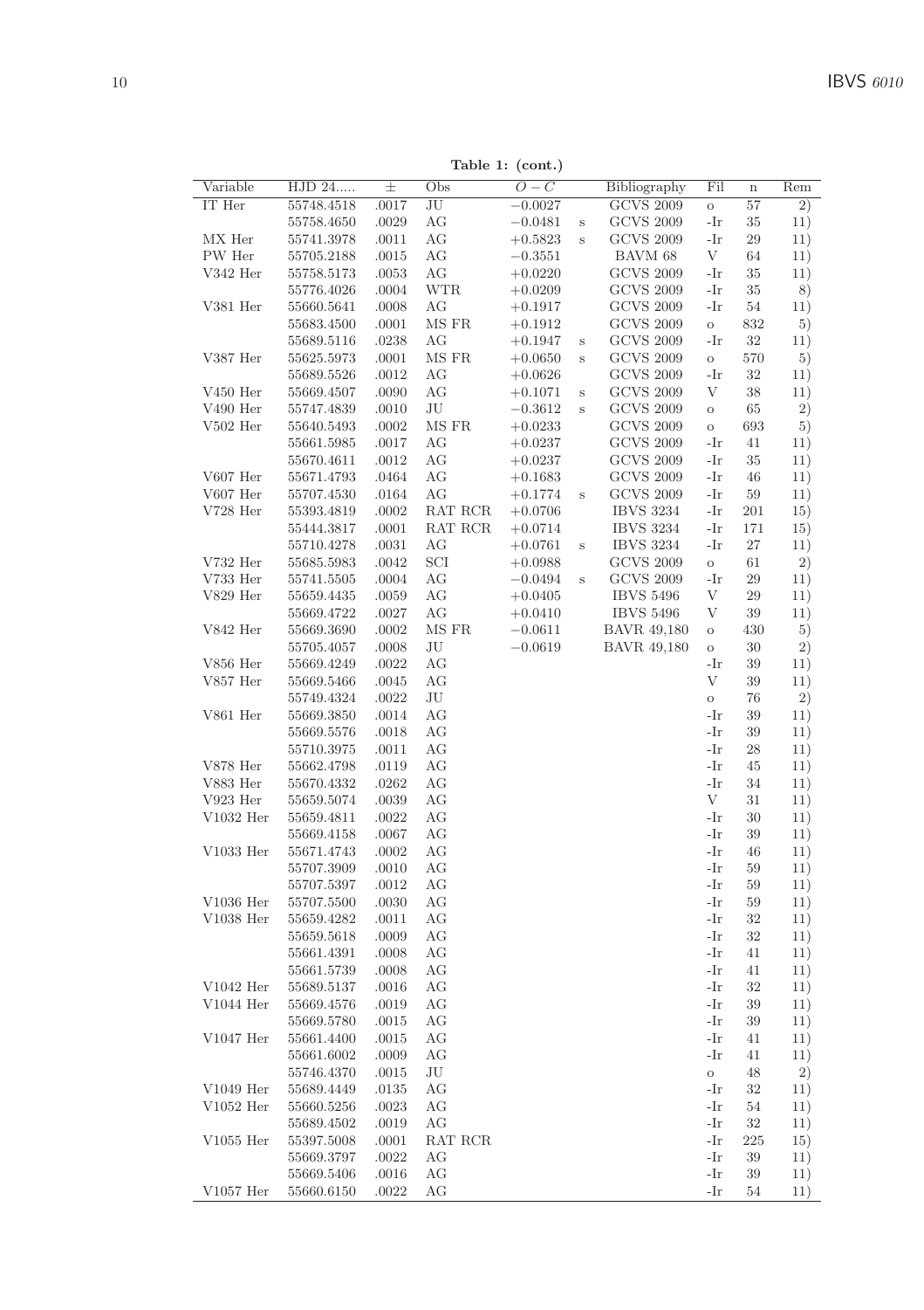**Table 1: (cont.)**

| Variable | HJD 24..... | ± | Obs | $O-C$ | | Bibliography | Fil | n | Rem |
|---|---|---|---|---|---|---|---|---|---|
| IT Her | 55748.4518 | .0017 | JU | −0.0027 | | GCVS 2009 | o | 57 | 2) |
| | 55758.4650 | .0029 | AG | −0.0481 | s | GCVS 2009 | -Ir | 35 | 11) |
| MX Her | 55741.3978 | .0011 | AG | +0.5823 | s | GCVS 2009 | -Ir | 29 | 11) |
| PW Her | 55705.2188 | .0015 | AG | −0.3551 | | BAVM 68 | V | 64 | 11) |
| V342 Her | 55758.5173 | .0053 | AG | +0.0220 | | GCVS 2009 | -Ir | 35 | 11) |
| | 55776.4026 | .0004 | WTR | +0.0209 | | GCVS 2009 | -Ir | 35 | 8) |
| V381 Her | 55660.5641 | .0008 | AG | +0.1917 | | GCVS 2009 | -Ir | 54 | 11) |
| | 55683.4500 | .0001 | MS FR | +0.1912 | | GCVS 2009 | o | 832 | 5) |
| | 55689.5116 | .0238 | AG | +0.1947 | s | GCVS 2009 | -Ir | 32 | 11) |
| V387 Her | 55625.5973 | .0001 | MS FR | +0.0650 | s | GCVS 2009 | o | 570 | 5) |
| | 55689.5526 | .0012 | AG | +0.0626 | | GCVS 2009 | -Ir | 32 | 11) |
| V450 Her | 55669.4507 | .0090 | AG | +0.1071 | s | GCVS 2009 | V | 38 | 11) |
| V490 Her | 55747.4839 | .0010 | JU | −0.3612 | s | GCVS 2009 | o | 65 | 2) |
| V502 Her | 55640.5493 | .0002 | MS FR | +0.0233 | | GCVS 2009 | o | 693 | 5) |
| | 55661.5985 | .0017 | AG | +0.0237 | | GCVS 2009 | -Ir | 41 | 11) |
| | 55670.4611 | .0012 | AG | +0.0237 | | GCVS 2009 | -Ir | 35 | 11) |
| V607 Her | 55671.4793 | .0464 | AG | +0.1683 | | GCVS 2009 | -Ir | 46 | 11) |
| V607 Her | 55707.4530 | .0164 | AG | +0.1774 | s | GCVS 2009 | -Ir | 59 | 11) |
| V728 Her | 55393.4819 | .0002 | RAT RCR | +0.0706 | | IBVS 3234 | -Ir | 201 | 15) |
| | 55444.3817 | .0001 | RAT RCR | +0.0714 | | IBVS 3234 | -Ir | 171 | 15) |
| | 55710.4278 | .0031 | AG | +0.0761 | s | IBVS 3234 | -Ir | 27 | 11) |
| V732 Her | 55685.5983 | .0042 | SCI | +0.0988 | | GCVS 2009 | o | 61 | 2) |
| V733 Her | 55741.5505 | .0004 | AG | −0.0494 | s | GCVS 2009 | -Ir | 29 | 11) |
| V829 Her | 55659.4435 | .0059 | AG | +0.0405 | | IBVS 5496 | V | 29 | 11) |
| | 55669.4722 | .0027 | AG | +0.0410 | | IBVS 5496 | V | 39 | 11) |
| V842 Her | 55669.3690 | .0002 | MS FR | −0.0611 | | BAVR 49,180 | o | 430 | 5) |
| | 55705.4057 | .0008 | JU | −0.0619 | | BAVR 49,180 | o | 30 | 2) |
| V856 Her | 55669.4249 | .0022 | AG | | | | -Ir | 39 | 11) |
| V857 Her | 55669.5466 | .0045 | AG | | | | V | 39 | 11) |
| | 55749.4324 | .0022 | JU | | | | o | 76 | 2) |
| V861 Her | 55669.3850 | .0014 | AG | | | | -Ir | 39 | 11) |
| | 55669.5576 | .0018 | AG | | | | -Ir | 39 | 11) |
| | 55710.3975 | .0011 | AG | | | | -Ir | 28 | 11) |
| V878 Her | 55662.4798 | .0119 | AG | | | | -Ir | 45 | 11) |
| V883 Her | 55670.4332 | .0262 | AG | | | | -Ir | 34 | 11) |
| V923 Her | 55659.5074 | .0039 | AG | | | | V | 31 | 11) |
| V1032 Her | 55659.4811 | .0022 | AG | | | | -Ir | 30 | 11) |
| | 55669.4158 | .0067 | AG | | | | -Ir | 39 | 11) |
| V1033 Her | 55671.4743 | .0002 | AG | | | | -Ir | 46 | 11) |
| | 55707.3909 | .0010 | AG | | | | -Ir | 59 | 11) |
| | 55707.5397 | .0012 | AG | | | | -Ir | 59 | 11) |
| V1036 Her | 55707.5500 | .0030 | AG | | | | -Ir | 59 | 11) |
| V1038 Her | 55659.4282 | .0011 | AG | | | | -Ir | 32 | 11) |
| | 55659.5618 | .0009 | AG | | | | -Ir | 32 | 11) |
| | 55661.4391 | .0008 | AG | | | | -Ir | 41 | 11) |
| | 55661.5739 | .0008 | AG | | | | -Ir | 41 | 11) |
| V1042 Her | 55689.5137 | .0016 | AG | | | | -Ir | 32 | 11) |
| V1044 Her | 55669.4576 | .0019 | AG | | | | -Ir | 39 | 11) |
| | 55669.5780 | .0015 | AG | | | | -Ir | 39 | 11) |
| V1047 Her | 55661.4400 | .0015 | AG | | | | -Ir | 41 | 11) |
| | 55661.6002 | .0009 | AG | | | | -Ir | 41 | 11) |
| | 55746.4370 | .0015 | JU | | | | o | 48 | 2) |
| V1049 Her | 55689.4449 | .0135 | AG | | | | -Ir | 32 | 11) |
| V1052 Her | 55660.5256 | .0023 | AG | | | | -Ir | 54 | 11) |
| | 55689.4502 | .0019 | AG | | | | -Ir | 32 | 11) |
| V1055 Her | 55397.5008 | .0001 | RAT RCR | | | | -Ir | 225 | 15) |
| | 55669.3797 | .0022 | AG | | | | -Ir | 39 | 11) |
| | 55669.5406 | .0016 | AG | | | | -Ir | 39 | 11) |
| V1057 Her | 55660.6150 | .0022 | AG | | | | -Ir | 54 | 11) |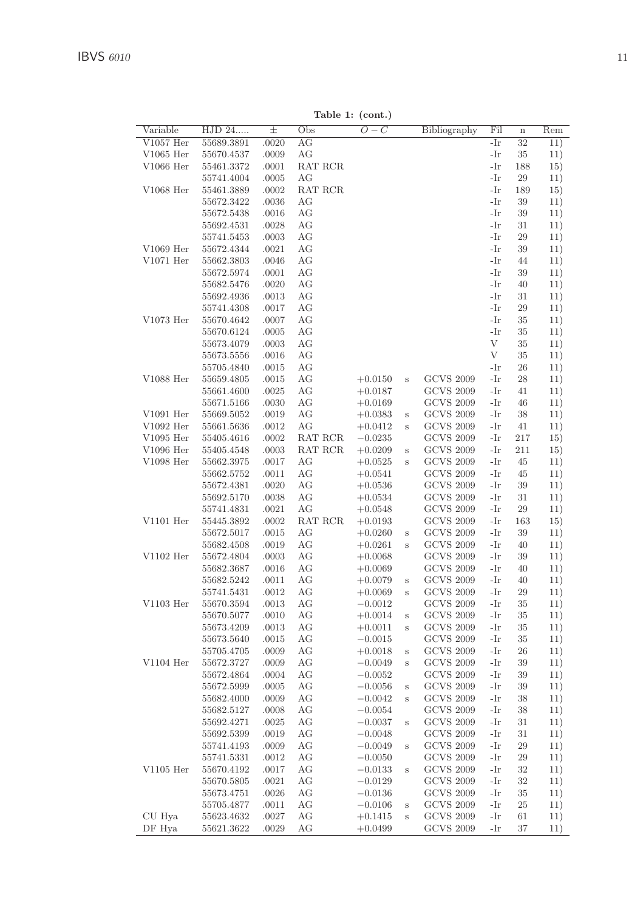**Table 1: (cont.)**

| Variable | HJD 24..... | ± | Obs | $O-C$ | | Bibliography | Fil | n | Rem |
|---|---|---|---|---|---|---|---|---|---|
| V1057 Her | 55689.3891 | .0020 | AG | | | | -Ir | 32 | 11) |
| V1065 Her | 55670.4537 | .0009 | AG | | | | -Ir | 35 | 11) |
| V1066 Her | 55461.3372 | .0001 | RAT RCR | | | | -Ir | 188 | 15) |
| | 55741.4004 | .0005 | AG | | | | -Ir | 29 | 11) |
| V1068 Her | 55461.3889 | .0002 | RAT RCR | | | | -Ir | 189 | 15) |
| | 55672.3422 | .0036 | AG | | | | -Ir | 39 | 11) |
| | 55672.5438 | .0016 | AG | | | | -Ir | 39 | 11) |
| | 55692.4531 | .0028 | AG | | | | -Ir | 31 | 11) |
| | 55741.5453 | .0003 | AG | | | | -Ir | 29 | 11) |
| V1069 Her | 55672.4344 | .0021 | AG | | | | -Ir | 39 | 11) |
| V1071 Her | 55662.3803 | .0046 | AG | | | | -Ir | 44 | 11) |
| | 55672.5974 | .0001 | AG | | | | -Ir | 39 | 11) |
| | 55682.5476 | .0020 | AG | | | | -Ir | 40 | 11) |
| | 55692.4936 | .0013 | AG | | | | -Ir | 31 | 11) |
| | 55741.4308 | .0017 | AG | | | | -Ir | 29 | 11) |
| V1073 Her | 55670.4642 | .0007 | AG | | | | -Ir | 35 | 11) |
| | 55670.6124 | .0005 | AG | | | | -Ir | 35 | 11) |
| | 55673.4079 | .0003 | AG | | | | V | 35 | 11) |
| | 55673.5556 | .0016 | AG | | | | V | 35 | 11) |
| | 55705.4840 | .0015 | AG | | | | -Ir | 26 | 11) |
| V1088 Her | 55659.4805 | .0015 | AG | +0.0150 | s | GCVS 2009 | -Ir | 28 | 11) |
| | 55661.4600 | .0025 | AG | +0.0187 | | GCVS 2009 | -Ir | 41 | 11) |
| | 55671.5166 | .0030 | AG | +0.0169 | | GCVS 2009 | -Ir | 46 | 11) |
| V1091 Her | 55669.5052 | .0019 | AG | +0.0383 | s | GCVS 2009 | -Ir | 38 | 11) |
| V1092 Her | 55661.5636 | .0012 | AG | +0.0412 | s | GCVS 2009 | -Ir | 41 | 11) |
| V1095 Her | 55405.4616 | .0002 | RAT RCR | −0.0235 | | GCVS 2009 | -Ir | 217 | 15) |
| V1096 Her | 55405.4548 | .0003 | RAT RCR | +0.0209 | s | GCVS 2009 | -Ir | 211 | 15) |
| V1098 Her | 55662.3975 | .0017 | AG | +0.0525 | s | GCVS 2009 | -Ir | 45 | 11) |
| | 55662.5752 | .0011 | AG | +0.0541 | | GCVS 2009 | -Ir | 45 | 11) |
| | 55672.4381 | .0020 | AG | +0.0536 | | GCVS 2009 | -Ir | 39 | 11) |
| | 55692.5170 | .0038 | AG | +0.0534 | | GCVS 2009 | -Ir | 31 | 11) |
| | 55741.4831 | .0021 | AG | +0.0548 | | GCVS 2009 | -Ir | 29 | 11) |
| V1101 Her | 55445.3892 | .0002 | RAT RCR | +0.0193 | | GCVS 2009 | -Ir | 163 | 15) |
| | 55672.5017 | .0015 | AG | +0.0260 | s | GCVS 2009 | -Ir | 39 | 11) |
| | 55682.4508 | .0019 | AG | +0.0261 | s | GCVS 2009 | -Ir | 40 | 11) |
| V1102 Her | 55672.4804 | .0003 | AG | +0.0068 | | GCVS 2009 | -Ir | 39 | 11) |
| | 55682.3687 | .0016 | AG | +0.0069 | | GCVS 2009 | -Ir | 40 | 11) |
| | 55682.5242 | .0011 | AG | +0.0079 | s | GCVS 2009 | -Ir | 40 | 11) |
| | 55741.5431 | .0012 | AG | +0.0069 | s | GCVS 2009 | -Ir | 29 | 11) |
| V1103 Her | 55670.3594 | .0013 | AG | −0.0012 | | GCVS 2009 | -Ir | 35 | 11) |
| | 55670.5077 | .0010 | AG | +0.0014 | s | GCVS 2009 | -Ir | 35 | 11) |
| | 55673.4209 | .0013 | AG | +0.0011 | s | GCVS 2009 | -Ir | 35 | 11) |
| | 55673.5640 | .0015 | AG | −0.0015 | | GCVS 2009 | -Ir | 35 | 11) |
| | 55705.4705 | .0009 | AG | +0.0018 | s | GCVS 2009 | -Ir | 26 | 11) |
| V1104 Her | 55672.3727 | .0009 | AG | −0.0049 | s | GCVS 2009 | -Ir | 39 | 11) |
| | 55672.4864 | .0004 | AG | −0.0052 | | GCVS 2009 | -Ir | 39 | 11) |
| | 55672.5999 | .0005 | AG | −0.0056 | s | GCVS 2009 | -Ir | 39 | 11) |
| | 55682.4000 | .0009 | AG | −0.0042 | s | GCVS 2009 | -Ir | 38 | 11) |
| | 55682.5127 | .0008 | AG | −0.0054 | | GCVS 2009 | -Ir | 38 | 11) |
| | 55692.4271 | .0025 | AG | −0.0037 | s | GCVS 2009 | -Ir | 31 | 11) |
| | 55692.5399 | .0019 | AG | −0.0048 | | GCVS 2009 | -Ir | 31 | 11) |
| | 55741.4193 | .0009 | AG | −0.0049 | s | GCVS 2009 | -Ir | 29 | 11) |
| | 55741.5331 | .0012 | AG | −0.0050 | | GCVS 2009 | -Ir | 29 | 11) |
| V1105 Her | 55670.4192 | .0017 | AG | −0.0133 | s | GCVS 2009 | -Ir | 32 | 11) |
| | 55670.5805 | .0021 | AG | −0.0129 | | GCVS 2009 | -Ir | 32 | 11) |
| | 55673.4751 | .0026 | AG | −0.0136 | | GCVS 2009 | -Ir | 35 | 11) |
| | 55705.4877 | .0011 | AG | −0.0106 | s | GCVS 2009 | -Ir | 25 | 11) |
| CU Hya | 55623.4632 | .0027 | AG | +0.1415 | s | GCVS 2009 | -Ir | 61 | 11) |
| DF Hya | 55621.3622 | .0029 | AG | +0.0499 | | GCVS 2009 | -Ir | 37 | 11) |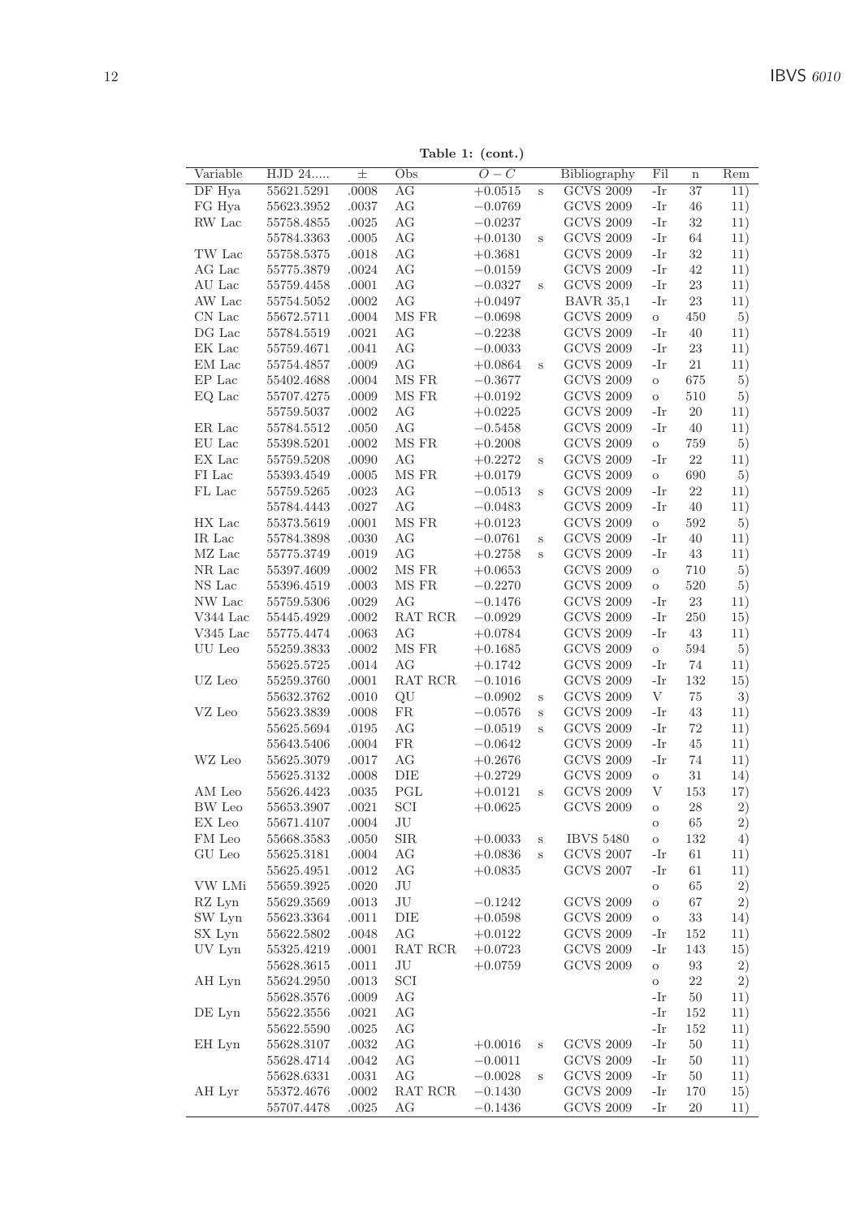**Table 1: (cont.)**

| Variable | HJD 24..... | ± | Obs | $O-C$ | | Bibliography | Fil | n | Rem |
|---|---|---|---|---|---|---|---|---|---|
| DF Hya | 55621.5291 | .0008 | AG | +0.0515 | s | GCVS 2009 | -Ir | 37 | 11) |
| FG Hya | 55623.3952 | .0037 | AG | −0.0769 | | GCVS 2009 | -Ir | 46 | 11) |
| RW Lac | 55758.4855 | .0025 | AG | −0.0237 | | GCVS 2009 | -Ir | 32 | 11) |
| | 55784.3363 | .0005 | AG | +0.0130 | s | GCVS 2009 | -Ir | 64 | 11) |
| TW Lac | 55758.5375 | .0018 | AG | +0.3681 | | GCVS 2009 | -Ir | 32 | 11) |
| AG Lac | 55775.3879 | .0024 | AG | −0.0159 | | GCVS 2009 | -Ir | 42 | 11) |
| AU Lac | 55759.4458 | .0001 | AG | −0.0327 | s | GCVS 2009 | -Ir | 23 | 11) |
| AW Lac | 55754.5052 | .0002 | AG | +0.0497 | | BAVR 35,1 | -Ir | 23 | 11) |
| CN Lac | 55672.5711 | .0004 | MS FR | −0.0698 | | GCVS 2009 | o | 450 | 5) |
| DG Lac | 55784.5519 | .0021 | AG | −0.2238 | | GCVS 2009 | -Ir | 40 | 11) |
| EK Lac | 55759.4671 | .0041 | AG | −0.0033 | | GCVS 2009 | -Ir | 23 | 11) |
| EM Lac | 55754.4857 | .0009 | AG | +0.0864 | s | GCVS 2009 | -Ir | 21 | 11) |
| EP Lac | 55402.4688 | .0004 | MS FR | −0.3677 | | GCVS 2009 | o | 675 | 5) |
| EQ Lac | 55707.4275 | .0009 | MS FR | +0.0192 | | GCVS 2009 | o | 510 | 5) |
| | 55759.5037 | .0002 | AG | +0.0225 | | GCVS 2009 | -Ir | 20 | 11) |
| ER Lac | 55784.5512 | .0050 | AG | −0.5458 | | GCVS 2009 | -Ir | 40 | 11) |
| EU Lac | 55398.5201 | .0002 | MS FR | +0.2008 | | GCVS 2009 | o | 759 | 5) |
| EX Lac | 55759.5208 | .0090 | AG | +0.2272 | s | GCVS 2009 | -Ir | 22 | 11) |
| FI Lac | 55393.4549 | .0005 | MS FR | +0.0179 | | GCVS 2009 | o | 690 | 5) |
| FL Lac | 55759.5265 | .0023 | AG | −0.0513 | s | GCVS 2009 | -Ir | 22 | 11) |
| | 55784.4443 | .0027 | AG | −0.0483 | | GCVS 2009 | -Ir | 40 | 11) |
| HX Lac | 55373.5619 | .0001 | MS FR | +0.0123 | | GCVS 2009 | o | 592 | 5) |
| IR Lac | 55784.3898 | .0030 | AG | −0.0761 | s | GCVS 2009 | -Ir | 40 | 11) |
| MZ Lac | 55775.3749 | .0019 | AG | +0.2758 | s | GCVS 2009 | -Ir | 43 | 11) |
| NR Lac | 55397.4609 | .0002 | MS FR | +0.0653 | | GCVS 2009 | o | 710 | 5) |
| NS Lac | 55396.4519 | .0003 | MS FR | −0.2270 | | GCVS 2009 | o | 520 | 5) |
| NW Lac | 55759.5306 | .0029 | AG | −0.1476 | | GCVS 2009 | -Ir | 23 | 11) |
| V344 Lac | 55445.4929 | .0002 | RAT RCR | −0.0929 | | GCVS 2009 | -Ir | 250 | 15) |
| V345 Lac | 55775.4474 | .0063 | AG | +0.0784 | | GCVS 2009 | -Ir | 43 | 11) |
| UU Leo | 55259.3833 | .0002 | MS FR | +0.1685 | | GCVS 2009 | o | 594 | 5) |
| | 55625.5725 | .0014 | AG | +0.1742 | | GCVS 2009 | -Ir | 74 | 11) |
| UZ Leo | 55259.3760 | .0001 | RAT RCR | −0.1016 | | GCVS 2009 | -Ir | 132 | 15) |
| | 55632.3762 | .0010 | QU | −0.0902 | s | GCVS 2009 | V | 75 | 3) |
| VZ Leo | 55623.3839 | .0008 | FR | −0.0576 | s | GCVS 2009 | -Ir | 45 | 11) |
| | 55625.5694 | .0195 | AG | −0.0519 | s | GCVS 2009 | -Ir | 72 | 11) |
| | 55643.5406 | .0004 | FR | −0.0642 | | GCVS 2009 | -Ir | 45 | 11) |
| WZ Leo | 55625.3079 | .0017 | AG | +0.2676 | | GCVS 2009 | -Ir | 74 | 11) |
| | 55625.3132 | .0008 | DIE | +0.2729 | | GCVS 2009 | o | 31 | 14) |
| AM Leo | 55626.4423 | .0035 | PGL | +0.0121 | s | GCVS 2009 | V | 153 | 17) |
| BW Leo | 55653.3907 | .0021 | SCI | +0.0625 | | GCVS 2009 | o | 28 | 2) |
| EX Leo | 55671.4107 | .0004 | JU | | | | o | 65 | 2) |
| FM Leo | 55668.3583 | .0050 | SIR | +0.0033 | s | IBVS 5480 | o | 132 | 4) |
| GU Leo | 55625.3181 | .0004 | AG | +0.0836 | s | GCVS 2007 | -Ir | 61 | 11) |
| | 55625.4951 | .0012 | AG | +0.0835 | | GCVS 2007 | -Ir | 61 | 11) |
| VW LMi | 55659.3925 | .0020 | JU | | | | o | 65 | 2) |
| RZ Lyn | 55629.3569 | .0013 | JU | −0.1242 | | GCVS 2009 | o | 67 | 2) |
| SW Lyn | 55623.3364 | .0011 | DIE | +0.0598 | | GCVS 2009 | o | 33 | 14) |
| SX Lyn | 55622.5802 | .0048 | AG | +0.0122 | | GCVS 2009 | -Ir | 152 | 11) |
| UV Lyn | 55325.4219 | .0001 | RAT RCR | +0.0723 | | GCVS 2009 | -Ir | 143 | 15) |
| | 55628.3615 | .0011 | JU | +0.0759 | | GCVS 2009 | o | 93 | 2) |
| AH Lyn | 55624.2950 | .0013 | SCI | | | | o | 22 | 2) |
| | 55628.3576 | .0009 | AG | | | | -Ir | 50 | 11) |
| DE Lyn | 55622.3556 | .0021 | AG | | | | -Ir | 152 | 11) |
| | 55622.5590 | .0025 | AG | | | | -Ir | 152 | 11) |
| EH Lyn | 55628.3107 | .0032 | AG | +0.0016 | s | GCVS 2009 | -Ir | 50 | 11) |
| | 55628.4714 | .0042 | AG | −0.0011 | | GCVS 2009 | -Ir | 50 | 11) |
| | 55628.6331 | .0031 | AG | −0.0028 | s | GCVS 2009 | -Ir | 50 | 11) |
| AH Lyr | 55372.4676 | .0002 | RAT RCR | −0.1430 | | GCVS 2009 | -Ir | 170 | 15) |
| | 55707.4478 | .0025 | AG | −0.1436 | | GCVS 2009 | -Ir | 20 | 11) |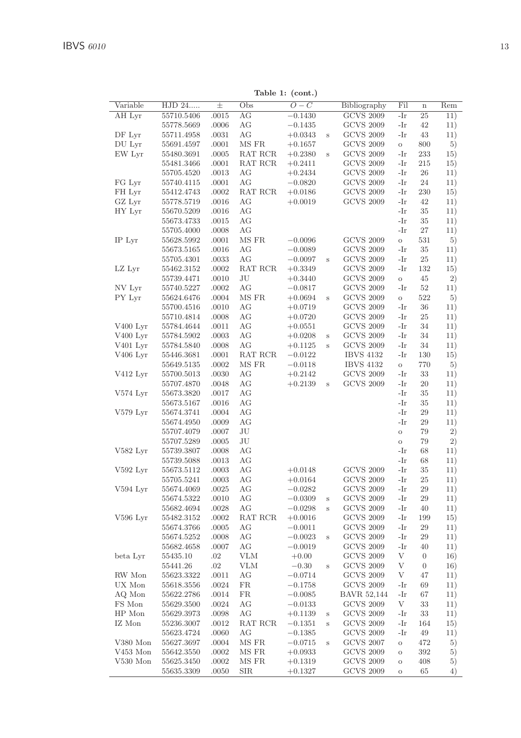**Table 1: (cont.)**

| Variable | HJD 24..... | ± | Obs | $O-C$ | | Bibliography | Fil | n | Rem |
|---|---|---|---|---|---|---|---|---|---|
| AH Lyr | 55710.5406 | .0015 | AG | −0.1430 | | GCVS 2009 | -Ir | 25 | 11) |
| | 55778.5669 | .0006 | AG | −0.1435 | | GCVS 2009 | -Ir | 42 | 11) |
| DF Lyr | 55711.4958 | .0031 | AG | +0.0343 | s | GCVS 2009 | -Ir | 43 | 11) |
| DU Lyr | 55691.4597 | .0001 | MS FR | +0.1657 | | GCVS 2009 | o | 800 | 5) |
| EW Lyr | 55480.3691 | .0005 | RAT RCR | +0.2380 | s | GCVS 2009 | -Ir | 233 | 15) |
| | 55481.3466 | .0001 | RAT RCR | +0.2411 | | GCVS 2009 | -Ir | 215 | 15) |
| | 55705.4520 | .0013 | AG | +0.2434 | | GCVS 2009 | -Ir | 26 | 11) |
| FG Lyr | 55740.4115 | .0001 | AG | −0.0820 | | GCVS 2009 | -Ir | 24 | 11) |
| FH Lyr | 55412.4743 | .0002 | RAT RCR | +0.0186 | | GCVS 2009 | -Ir | 230 | 15) |
| GZ Lyr | 55778.5719 | .0016 | AG | +0.0019 | | GCVS 2009 | -Ir | 42 | 11) |
| HY Lyr | 55670.5209 | .0016 | AG | | | | -Ir | 35 | 11) |
| | 55673.4733 | .0015 | AG | | | | -Ir | 35 | 11) |
| | 55705.4000 | .0008 | AG | | | | -Ir | 27 | 11) |
| IP Lyr | 55628.5992 | .0001 | MS FR | −0.0096 | | GCVS 2009 | o | 531 | 5) |
| | 55673.5165 | .0016 | AG | −0.0089 | | GCVS 2009 | -Ir | 35 | 11) |
| | 55705.4301 | .0033 | AG | −0.0097 | s | GCVS 2009 | -Ir | 25 | 11) |
| LZ Lyr | 55462.3152 | .0002 | RAT RCR | +0.3349 | | GCVS 2009 | -Ir | 132 | 15) |
| | 55739.4471 | .0010 | JU | +0.3440 | | GCVS 2009 | o | 45 | 2) |
| NV Lyr | 55740.5227 | .0002 | AG | −0.0817 | | GCVS 2009 | -Ir | 52 | 11) |
| PY Lyr | 55624.6476 | .0004 | MS FR | +0.0694 | s | GCVS 2009 | o | 522 | 5) |
| | 55700.4516 | .0010 | AG | +0.0719 | | GCVS 2009 | -Ir | 36 | 11) |
| | 55710.4814 | .0008 | AG | +0.0720 | | GCVS 2009 | -Ir | 25 | 11) |
| V400 Lyr | 55784.4644 | .0011 | AG | +0.0551 | | GCVS 2009 | -Ir | 34 | 11) |
| V400 Lyr | 55784.5902 | .0003 | AG | +0.0208 | s | GCVS 2009 | -Ir | 34 | 11) |
| V401 Lyr | 55784.5840 | .0008 | AG | +0.1125 | s | GCVS 2009 | -Ir | 34 | 11) |
| V406 Lyr | 55446.3681 | .0001 | RAT RCR | −0.0122 | | IBVS 4132 | -Ir | 130 | 15) |
| | 55649.5135 | .0002 | MS FR | −0.0118 | | IBVS 4132 | o | 770 | 5) |
| V412 Lyr | 55700.5013 | .0030 | AG | +0.2142 | | GCVS 2009 | -Ir | 33 | 11) |
| | 55707.4870 | .0048 | AG | +0.2139 | s | GCVS 2009 | -Ir | 20 | 11) |
| V574 Lyr | 55673.3820 | .0017 | AG | | | | -Ir | 35 | 11) |
| | 55673.5167 | .0016 | AG | | | | -Ir | 35 | 11) |
| V579 Lyr | 55674.3741 | .0004 | AG | | | | -Ir | 29 | 11) |
| | 55674.4950 | .0009 | AG | | | | -Ir | 29 | 11) |
| | 55707.4079 | .0007 | JU | | | | o | 79 | 2) |
| | 55707.5289 | .0005 | JU | | | | o | 79 | 2) |
| V582 Lyr | 55739.3807 | .0008 | AG | | | | -Ir | 68 | 11) |
| | 55739.5088 | .0013 | AG | | | | -Ir | 68 | 11) |
| V592 Lyr | 55673.5112 | .0003 | AG | +0.0148 | | GCVS 2009 | -Ir | 35 | 11) |
| | 55705.5241 | .0003 | AG | +0.0164 | | GCVS 2009 | -Ir | 25 | 11) |
| V594 Lyr | 55674.4069 | .0025 | AG | −0.0282 | | GCVS 2009 | -Ir | 29 | 11) |
| | 55674.5322 | .0010 | AG | −0.0309 | s | GCVS 2009 | -Ir | 29 | 11) |
| | 55682.4694 | .0028 | AG | −0.0298 | s | GCVS 2009 | -Ir | 40 | 11) |
| V596 Lyr | 55482.3152 | .0002 | RAT RCR | +0.0016 | | GCVS 2009 | -Ir | 199 | 15) |
| | 55674.3766 | .0005 | AG | −0.0011 | | GCVS 2009 | -Ir | 29 | 11) |
| | 55674.5252 | .0008 | AG | −0.0023 | s | GCVS 2009 | -Ir | 29 | 11) |
| | 55682.4658 | .0007 | AG | −0.0019 | | GCVS 2009 | -Ir | 40 | 11) |
| beta Lyr | 55435.10 | .02 | VLM | +0.00 | | GCVS 2009 | V | 0 | 16) |
| | 55441.26 | .02 | VLM | −0.30 | s | GCVS 2009 | V | 0 | 16) |
| RW Mon | 55623.3322 | .0011 | AG | −0.0714 | | GCVS 2009 | V | 47 | 11) |
| UX Mon | 55618.3556 | .0024 | FR | −0.1758 | | GCVS 2009 | -Ir | 69 | 11) |
| AQ Mon | 55622.2786 | .0014 | FR | −0.0085 | | BAVR 52,144 | -Ir | 67 | 11) |
| FS Mon | 55629.3500 | .0024 | AG | −0.0133 | | GCVS 2009 | V | 33 | 11) |
| HP Mon | 55629.3973 | .0098 | AG | +0.1139 | s | GCVS 2009 | -Ir | 33 | 11) |
| IZ Mon | 55236.3007 | .0012 | RAT RCR | −0.1351 | s | GCVS 2009 | -Ir | 164 | 15) |
| | 55623.4724 | .0060 | AG | −0.1385 | | GCVS 2009 | -Ir | 49 | 11) |
| V380 Mon | 55627.3697 | .0004 | MS FR | −0.0715 | s | GCVS 2007 | o | 472 | 5) |
| V453 Mon | 55642.3550 | .0002 | MS FR | +0.0933 | | GCVS 2009 | o | 392 | 5) |
| V530 Mon | 55625.3450 | .0002 | MS FR | +0.1319 | | GCVS 2009 | o | 408 | 5) |
| | 55635.3309 | .0050 | SIR | +0.1327 | | GCVS 2009 | o | 65 | 4) |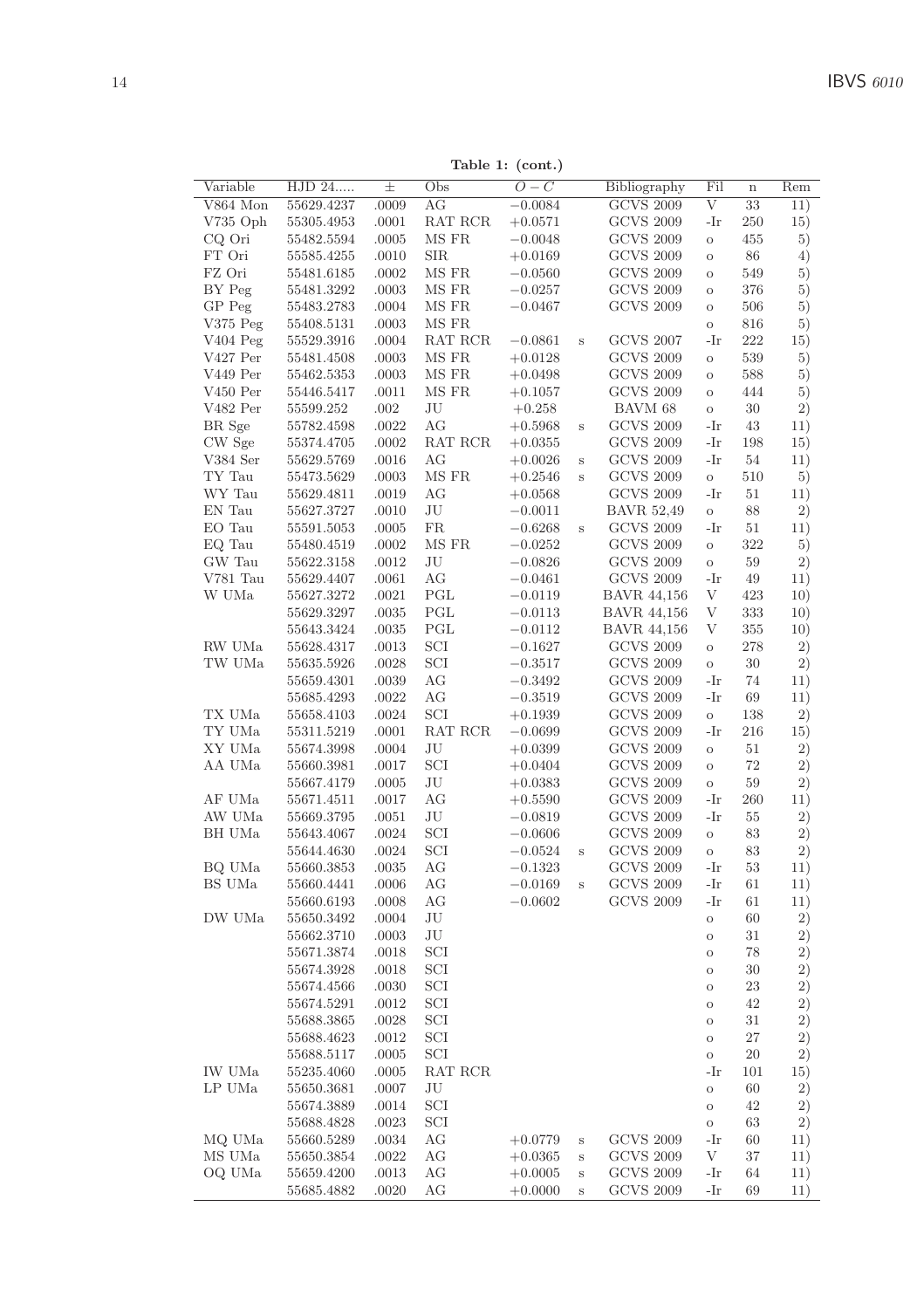**Table 1: (cont.)**

| Variable | HJD 24..... | ± | Obs | $O-C$ | | Bibliography | Fil | n | Rem |
|---|---|---|---|---|---|---|---|---|---|
| V864 Mon | 55629.4237 | .0009 | AG | −0.0084 | | GCVS 2009 | V | 33 | 11) |
| V735 Oph | 55305.4953 | .0001 | RAT RCR | +0.0571 | | GCVS 2009 | -Ir | 250 | 15) |
| CQ Ori | 55482.5594 | .0005 | MS FR | −0.0048 | | GCVS 2009 | o | 455 | 5) |
| FT Ori | 55585.4255 | .0010 | SIR | +0.0169 | | GCVS 2009 | o | 86 | 4) |
| FZ Ori | 55481.6185 | .0002 | MS FR | −0.0560 | | GCVS 2009 | o | 549 | 5) |
| BY Peg | 55481.3292 | .0003 | MS FR | −0.0257 | | GCVS 2009 | o | 376 | 5) |
| GP Peg | 55483.2783 | .0004 | MS FR | −0.0467 | | GCVS 2009 | o | 506 | 5) |
| V375 Peg | 55408.5131 | .0003 | MS FR | | | | o | 816 | 5) |
| V404 Peg | 55529.3916 | .0004 | RAT RCR | −0.0861 | s | GCVS 2007 | -Ir | 222 | 15) |
| V427 Per | 55481.4508 | .0003 | MS FR | +0.0128 | | GCVS 2009 | o | 539 | 5) |
| V449 Per | 55462.5353 | .0003 | MS FR | +0.0498 | | GCVS 2009 | o | 588 | 5) |
| V450 Per | 55446.5417 | .0011 | MS FR | +0.1057 | | GCVS 2009 | o | 444 | 5) |
| V482 Per | 55599.252 | .002 | JU | +0.258 | | BAVM 68 | o | 30 | 2) |
| BR Sge | 55782.4598 | .0022 | AG | +0.5968 | s | GCVS 2009 | -Ir | 43 | 11) |
| CW Sge | 55374.4705 | .0002 | RAT RCR | +0.0355 | | GCVS 2009 | -Ir | 198 | 15) |
| V384 Ser | 55629.5769 | .0016 | AG | +0.0026 | s | GCVS 2009 | -Ir | 54 | 11) |
| TY Tau | 55473.5629 | .0003 | MS FR | +0.2546 | s | GCVS 2009 | o | 510 | 5) |
| WY Tau | 55629.4811 | .0019 | AG | +0.0568 | | GCVS 2009 | -Ir | 51 | 11) |
| EN Tau | 55627.3727 | .0010 | JU | −0.0011 | | BAVR 52,49 | o | 88 | 2) |
| EO Tau | 55591.5053 | .0005 | FR | −0.6268 | s | GCVS 2009 | -Ir | 51 | 11) |
| EQ Tau | 55480.4519 | .0002 | MS FR | −0.0252 | | GCVS 2009 | o | 322 | 5) |
| GW Tau | 55622.3158 | .0012 | JU | −0.0826 | | GCVS 2009 | o | 59 | 2) |
| V781 Tau | 55629.4407 | .0061 | AG | −0.0461 | | GCVS 2009 | -Ir | 49 | 11) |
| W UMa | 55627.3272 | .0021 | PGL | −0.0119 | | BAVR 44,156 | V | 423 | 10) |
| | 55629.3297 | .0035 | PGL | −0.0113 | | BAVR 44,156 | V | 333 | 10) |
| | 55643.3424 | .0035 | PGL | −0.0112 | | BAVR 44,156 | V | 355 | 10) |
| RW UMa | 55628.4317 | .0013 | SCI | −0.1627 | | GCVS 2009 | o | 278 | 2) |
| TW UMa | 55635.5926 | .0028 | SCI | −0.3517 | | GCVS 2009 | o | 30 | 2) |
| | 55659.4301 | .0039 | AG | −0.3492 | | GCVS 2009 | -Ir | 74 | 11) |
| | 55685.4293 | .0022 | AG | −0.3519 | | GCVS 2009 | -Ir | 69 | 11) |
| TX UMa | 55658.4103 | .0024 | SCI | +0.1939 | | GCVS 2009 | o | 138 | 2) |
| TY UMa | 55311.5219 | .0001 | RAT RCR | −0.0699 | | GCVS 2009 | -Ir | 216 | 15) |
| XY UMa | 55674.3998 | .0004 | JU | +0.0399 | | GCVS 2009 | o | 51 | 2) |
| AA UMa | 55660.3981 | .0017 | SCI | +0.0404 | | GCVS 2009 | o | 72 | 2) |
| | 55667.4179 | .0005 | JU | +0.0383 | | GCVS 2009 | o | 59 | 2) |
| AF UMa | 55671.4511 | .0017 | AG | +0.5590 | | GCVS 2009 | -Ir | 260 | 11) |
| AW UMa | 55669.3795 | .0051 | JU | −0.0819 | | GCVS 2009 | -Ir | 55 | 2) |
| BH UMa | 55643.4067 | .0024 | SCI | −0.0606 | | GCVS 2009 | o | 83 | 2) |
| | 55644.4630 | .0024 | SCI | −0.0524 | s | GCVS 2009 | o | 83 | 2) |
| BQ UMa | 55660.3853 | .0035 | AG | −0.1323 | | GCVS 2009 | -Ir | 53 | 11) |
| BS UMa | 55660.4441 | .0006 | AG | −0.0169 | s | GCVS 2009 | -Ir | 61 | 11) |
| | 55660.6193 | .0008 | AG | −0.0602 | | GCVS 2009 | -Ir | 61 | 11) |
| DW UMa | 55650.3492 | .0004 | JU | | | | o | 60 | 2) |
| | 55662.3710 | .0003 | JU | | | | o | 31 | 2) |
| | 55671.3874 | .0018 | SCI | | | | o | 78 | 2) |
| | 55674.3928 | .0018 | SCI | | | | o | 30 | 2) |
| | 55674.4566 | .0030 | SCI | | | | o | 23 | 2) |
| | 55674.5291 | .0012 | SCI | | | | o | 42 | 2) |
| | 55688.3865 | .0028 | SCI | | | | o | 31 | 2) |
| | 55688.4623 | .0012 | SCI | | | | o | 27 | 2) |
| | 55688.5117 | .0005 | SCI | | | | o | 20 | 2) |
| IW UMa | 55235.4060 | .0005 | RAT RCR | | | | -Ir | 101 | 15) |
| LP UMa | 55650.3681 | .0007 | JU | | | | o | 60 | 2) |
| | 55674.3889 | .0014 | SCI | | | | o | 42 | 2) |
| | 55688.4828 | .0023 | SCI | | | | o | 63 | 2) |
| MQ UMa | 55660.5289 | .0034 | AG | +0.0779 | s | GCVS 2009 | -Ir | 60 | 11) |
| MS UMa | 55650.3854 | .0022 | AG | +0.0365 | s | GCVS 2009 | V | 37 | 11) |
| OQ UMa | 55659.4200 | .0013 | AG | +0.0005 | s | GCVS 2009 | -Ir | 64 | 11) |
| | 55685.4882 | .0020 | AG | +0.0000 | s | GCVS 2009 | -Ir | 69 | 11) |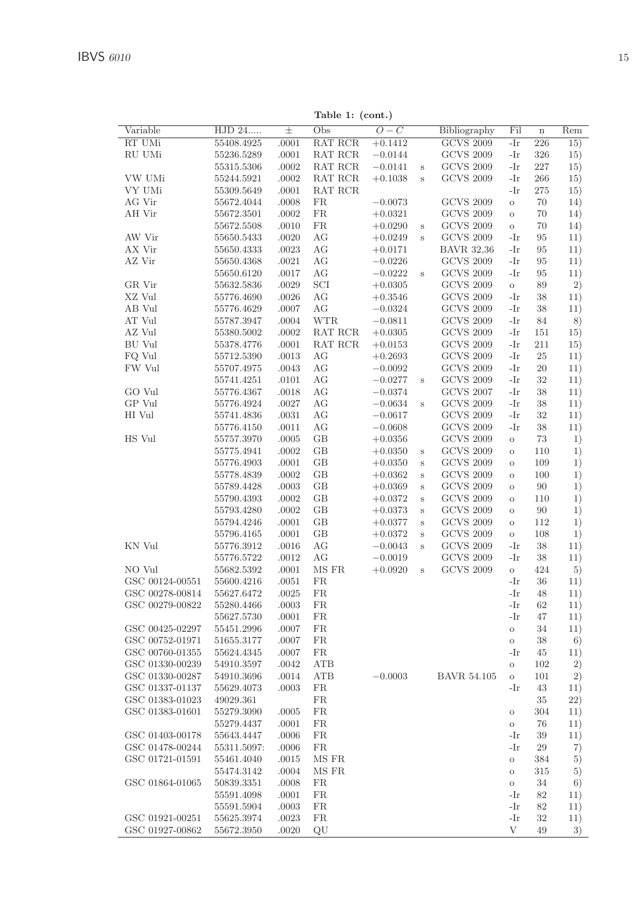**Table 1: (cont.)**

| Variable | HJD 24..... | ± | Obs | $O-C$ | | Bibliography | Fil | n | Rem |
|---|---|---|---|---|---|---|---|---|---|
| RT UMi | 55408.4925 | .0001 | RAT RCR | +0.1412 | | GCVS 2009 | -Ir | 226 | 15) |
| RU UMi | 55236.5289 | .0001 | RAT RCR | −0.0144 | | GCVS 2009 | -Ir | 326 | 15) |
| | 55315.5306 | .0002 | RAT RCR | −0.0141 | s | GCVS 2009 | -Ir | 227 | 15) |
| VW UMi | 55244.5921 | .0002 | RAT RCR | +0.1038 | s | GCVS 2009 | -Ir | 266 | 15) |
| VY UMi | 55309.5649 | .0001 | RAT RCR | | | | -Ir | 275 | 15) |
| AG Vir | 55672.4044 | .0008 | FR | −0.0073 | | GCVS 2009 | o | 70 | 14) |
| AH Vir | 55672.3501 | .0002 | FR | +0.0321 | | GCVS 2009 | o | 70 | 14) |
| | 55672.5508 | .0010 | FR | +0.0290 | s | GCVS 2009 | o | 70 | 14) |
| AW Vir | 55650.5433 | .0020 | AG | +0.0249 | s | GCVS 2009 | -Ir | 95 | 11) |
| AX Vir | 55650.4333 | .0023 | AG | +0.0171 | | BAVR 32,36 | -Ir | 95 | 11) |
| AZ Vir | 55650.4368 | .0021 | AG | −0.0226 | | GCVS 2009 | -Ir | 95 | 11) |
| | 55650.6120 | .0017 | AG | −0.0222 | s | GCVS 2009 | -Ir | 95 | 11) |
| GR Vir | 55632.5836 | .0029 | SCI | +0.0305 | | GCVS 2009 | o | 89 | 2) |
| XZ Vul | 55776.4690 | .0026 | AG | +0.3546 | | GCVS 2009 | -Ir | 38 | 11) |
| AB Vul | 55776.4629 | .0007 | AG | −0.0324 | | GCVS 2009 | -Ir | 38 | 11) |
| AT Vul | 55787.3947 | .0004 | WTR | −0.0811 | | GCVS 2009 | -Ir | 84 | 8) |
| AZ Vul | 55380.5002 | .0002 | RAT RCR | +0.0305 | | GCVS 2009 | -Ir | 151 | 15) |
| BU Vul | 55378.4776 | .0001 | RAT RCR | +0.0153 | | GCVS 2009 | -Ir | 211 | 15) |
| FQ Vul | 55712.5390 | .0013 | AG | +0.2693 | | GCVS 2009 | -Ir | 25 | 11) |
| FW Vul | 55707.4975 | .0043 | AG | −0.0092 | | GCVS 2009 | -Ir | 20 | 11) |
| | 55741.4251 | .0101 | AG | −0.0277 | s | GCVS 2009 | -Ir | 32 | 11) |
| GO Vul | 55776.4367 | .0018 | AG | −0.0374 | | GCVS 2007 | -Ir | 38 | 11) |
| GP Vul | 55776.4924 | .0027 | AG | −0.0634 | s | GCVS 2009 | -Ir | 38 | 11) |
| HI Vul | 55741.4836 | .0031 | AG | −0.0617 | | GCVS 2009 | -Ir | 32 | 11) |
| | 55776.4150 | .0011 | AG | −0.0608 | | GCVS 2009 | -Ir | 38 | 11) |
| HS Vul | 55757.3970 | .0005 | GB | +0.0356 | | GCVS 2009 | o | 73 | 1) |
| | 55775.4941 | .0002 | GB | +0.0350 | s | GCVS 2009 | o | 110 | 1) |
| | 55776.4903 | .0001 | GB | +0.0350 | s | GCVS 2009 | o | 109 | 1) |
| | 55778.4839 | .0002 | GB | +0.0362 | s | GCVS 2009 | o | 100 | 1) |
| | 55789.4428 | .0003 | GB | +0.0369 | s | GCVS 2009 | o | 90 | 1) |
| | 55790.4393 | .0002 | GB | +0.0372 | s | GCVS 2009 | o | 110 | 1) |
| | 55793.4280 | .0002 | GB | +0.0373 | s | GCVS 2009 | o | 90 | 1) |
| | 55794.4246 | .0001 | GB | +0.0377 | s | GCVS 2009 | o | 112 | 1) |
| | 55796.4165 | .0001 | GB | +0.0372 | s | GCVS 2009 | o | 108 | 1) |
| KN Vul | 55776.3912 | .0016 | AG | −0.0043 | s | GCVS 2009 | -Ir | 38 | 11) |
| | 55776.5722 | .0012 | AG | −0.0019 | | GCVS 2009 | -Ir | 38 | 11) |
| NO Vul | 55682.5392 | .0001 | MS FR | +0.0920 | s | GCVS 2009 | o | 424 | 5) |
| GSC 00124-00551 | 55600.4216 | .0051 | FR | | | | -Ir | 36 | 11) |
| GSC 00278-00814 | 55627.6472 | .0025 | FR | | | | -Ir | 48 | 11) |
| GSC 00279-00822 | 55280.4466 | .0003 | FR | | | | -Ir | 62 | 11) |
| | 55627.5730 | .0001 | FR | | | | -Ir | 47 | 11) |
| GSC 00425-02297 | 55451.2996 | .0007 | FR | | | | o | 34 | 11) |
| GSC 00752-01971 | 51655.3177 | .0007 | FR | | | | o | 38 | 6) |
| GSC 00760-01355 | 55624.4345 | .0007 | FR | | | | -Ir | 45 | 11) |
| GSC 01330-00239 | 54910.3597 | .0042 | ATB | | | | o | 102 | 2) |
| GSC 01330-00287 | 54910.3696 | .0014 | ATB | −0.0003 | | BAVR 54.105 | o | 101 | 2) |
| GSC 01337-01137 | 55629.4073 | .0003 | FR | | | | -Ir | 43 | 11) |
| GSC 01383-01023 | 49029.361 | | FR | | | | | 35 | 22) |
| GSC 01383-01601 | 55279.3090 | .0005 | FR | | | | o | 304 | 11) |
| | 55279.4437 | .0001 | FR | | | | o | 76 | 11) |
| GSC 01403-00178 | 55643.4447 | .0006 | FR | | | | -Ir | 39 | 11) |
| GSC 01478-00244 | 55311.5097: | .0006 | FR | | | | -Ir | 29 | 7) |
| GSC 01721-01591 | 55461.4040 | .0015 | MS FR | | | | o | 384 | 5) |
| | 55474.3142 | .0004 | MS FR | | | | o | 315 | 5) |
| GSC 01864-01065 | 50839.3351 | .0008 | FR | | | | o | 34 | 6) |
| | 55591.4098 | .0001 | FR | | | | -Ir | 82 | 11) |
| | 55591.5904 | .0003 | FR | | | | -Ir | 82 | 11) |
| GSC 01921-00251 | 55625.3974 | .0023 | FR | | | | -Ir | 32 | 11) |
| GSC 01927-00862 | 55672.3950 | .0020 | QU | | | | V | 49 | 3) |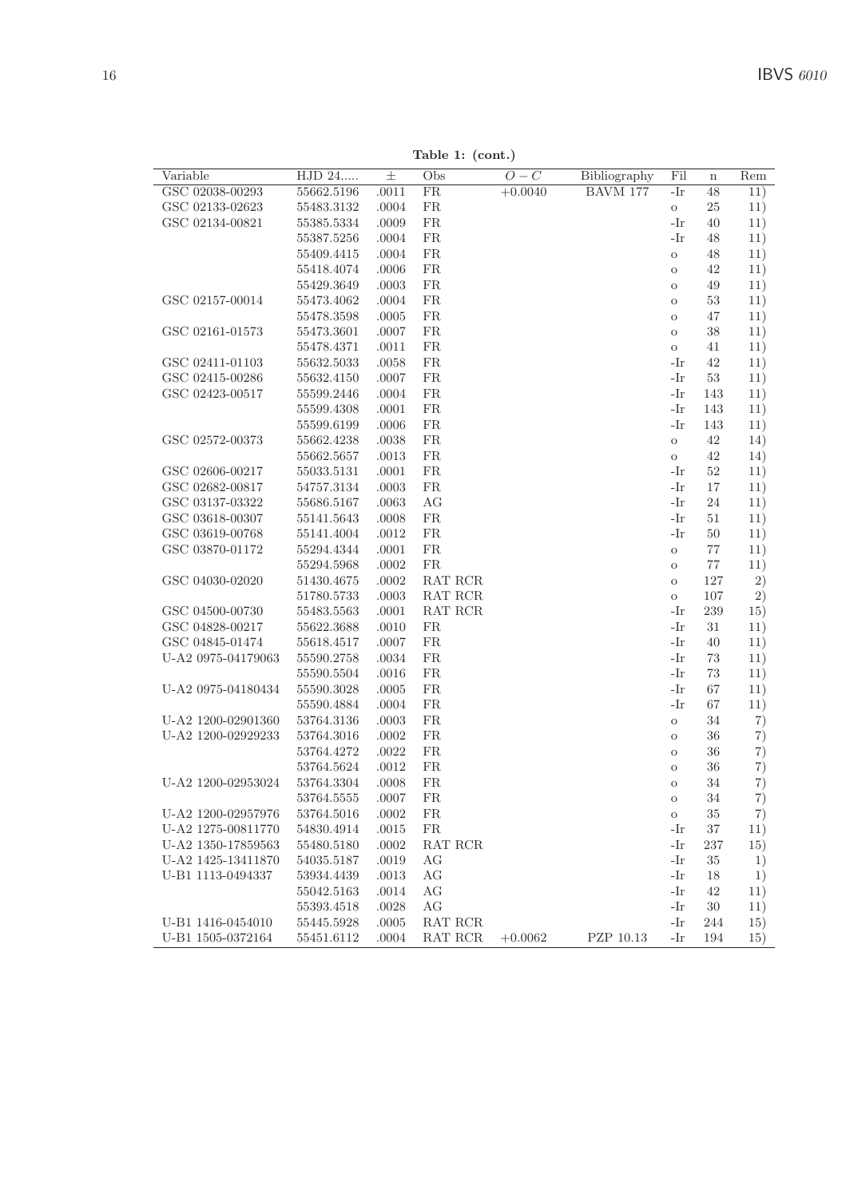**Table 1: (cont.)**

| Variable | HJD 24..... | ± | Obs | $O-C$ | Bibliography | Fil | n | Rem |
|---|---|---|---|---|---|---|---|---|
| GSC 02038-00293 | 55662.5196 | .0011 | FR | +0.0040 | BAVM 177 | -Ir | 48 | 11) |
| GSC 02133-02623 | 55483.3132 | .0004 | FR | | | o | 25 | 11) |
| GSC 02134-00821 | 55385.5334 | .0009 | FR | | | -Ir | 40 | 11) |
| | 55387.5256 | .0004 | FR | | | -Ir | 48 | 11) |
| | 55409.4415 | .0004 | FR | | | o | 48 | 11) |
| | 55418.4074 | .0006 | FR | | | o | 42 | 11) |
| | 55429.3649 | .0003 | FR | | | o | 49 | 11) |
| GSC 02157-00014 | 55473.4062 | .0004 | FR | | | o | 53 | 11) |
| | 55478.3598 | .0005 | FR | | | o | 47 | 11) |
| GSC 02161-01573 | 55473.3601 | .0007 | FR | | | o | 38 | 11) |
| | 55478.4371 | .0011 | FR | | | o | 41 | 11) |
| GSC 02411-01103 | 55632.5033 | .0058 | FR | | | -Ir | 42 | 11) |
| GSC 02415-00286 | 55632.4150 | .0007 | FR | | | -Ir | 53 | 11) |
| GSC 02423-00517 | 55599.2446 | .0004 | FR | | | -Ir | 143 | 11) |
| | 55599.4308 | .0001 | FR | | | -Ir | 143 | 11) |
| | 55599.6199 | .0006 | FR | | | -Ir | 143 | 11) |
| GSC 02572-00373 | 55662.4238 | .0038 | FR | | | o | 42 | 14) |
| | 55662.5657 | .0013 | FR | | | o | 42 | 14) |
| GSC 02606-00217 | 55033.5131 | .0001 | FR | | | -Ir | 52 | 11) |
| GSC 02682-00817 | 54757.3134 | .0003 | FR | | | -Ir | 17 | 11) |
| GSC 03137-03322 | 55686.5167 | .0063 | AG | | | -Ir | 24 | 11) |
| GSC 03618-00307 | 55141.5643 | .0008 | FR | | | -Ir | 51 | 11) |
| GSC 03619-00768 | 55141.4004 | .0012 | FR | | | -Ir | 50 | 11) |
| GSC 03870-01172 | 55294.4344 | .0001 | FR | | | o | 77 | 11) |
| | 55294.5968 | .0002 | FR | | | o | 77 | 11) |
| GSC 04030-02020 | 51430.4675 | .0002 | RAT RCR | | | o | 127 | 2) |
| | 51780.5733 | .0003 | RAT RCR | | | o | 107 | 2) |
| GSC 04500-00730 | 55483.5563 | .0001 | RAT RCR | | | -Ir | 239 | 15) |
| GSC 04828-00217 | 55622.3688 | .0010 | FR | | | -Ir | 31 | 11) |
| GSC 04845-01474 | 55618.4517 | .0007 | FR | | | -Ir | 40 | 11) |
| U-A2 0975-04179063 | 55590.2758 | .0034 | FR | | | -Ir | 73 | 11) |
| | 55590.5504 | .0016 | FR | | | -Ir | 73 | 11) |
| U-A2 0975-04180434 | 55590.3028 | .0005 | FR | | | -Ir | 67 | 11) |
| | 55590.4884 | .0004 | FR | | | -Ir | 67 | 11) |
| U-A2 1200-02901360 | 53764.3136 | .0003 | FR | | | o | 34 | 7) |
| U-A2 1200-02929233 | 53764.3016 | .0002 | FR | | | o | 36 | 7) |
| | 53764.4272 | .0022 | FR | | | o | 36 | 7) |
| | 53764.5624 | .0012 | FR | | | o | 36 | 7) |
| U-A2 1200-02953024 | 53764.3304 | .0008 | FR | | | o | 34 | 7) |
| | 53764.5555 | .0007 | FR | | | o | 34 | 7) |
| U-A2 1200-02957976 | 53764.5016 | .0002 | FR | | | o | 35 | 7) |
| U-A2 1275-00811770 | 54830.4914 | .0015 | FR | | | -Ir | 37 | 11) |
| U-A2 1350-17859563 | 55480.5180 | .0002 | RAT RCR | | | -Ir | 237 | 15) |
| U-A2 1425-13411870 | 54035.5187 | .0019 | AG | | | -Ir | 35 | 1) |
| U-B1 1113-0494337 | 53934.4439 | .0013 | AG | | | -Ir | 18 | 1) |
| | 55042.5163 | .0014 | AG | | | -Ir | 42 | 11) |
| | 55393.4518 | .0028 | AG | | | -Ir | 30 | 11) |
| U-B1 1416-0454010 | 55445.5928 | .0005 | RAT RCR | | | -Ir | 244 | 15) |
| U-B1 1505-0372164 | 55451.6112 | .0004 | RAT RCR | +0.0062 | PZP 10.13 | -Ir | 194 | 15) |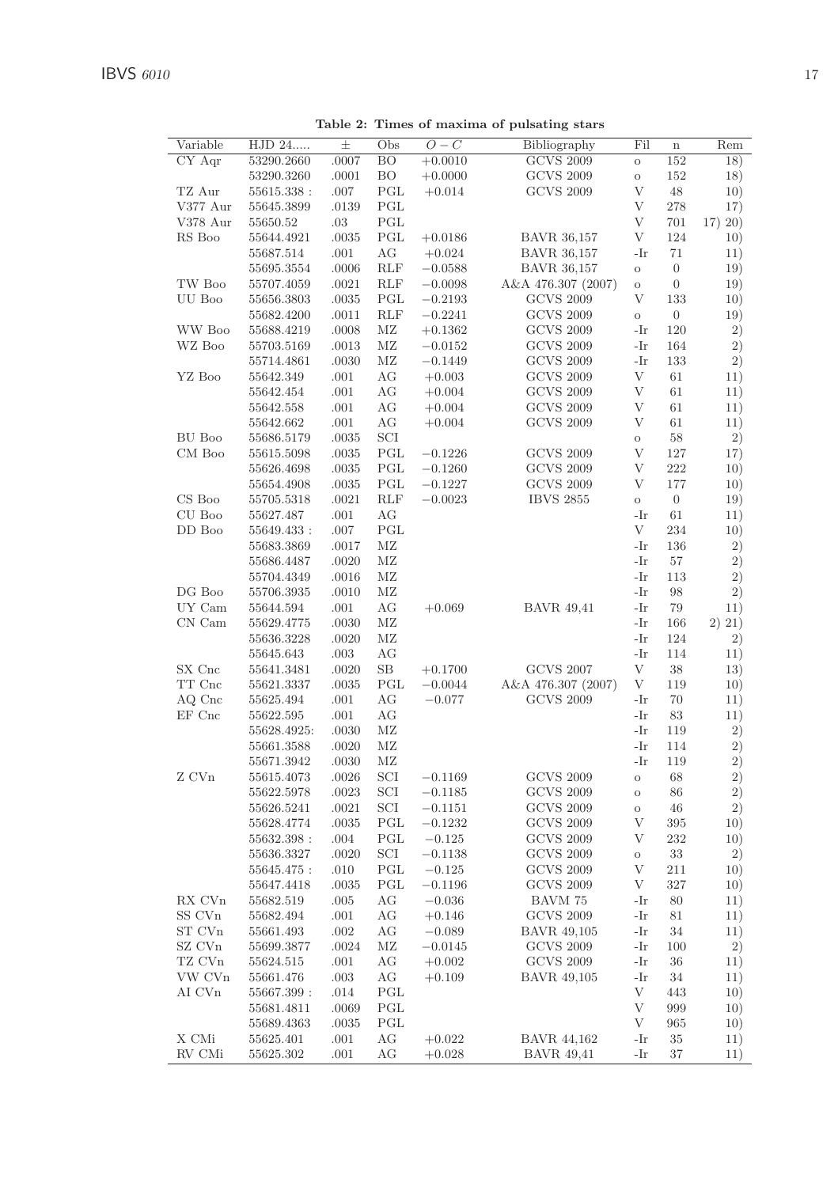**Table 2: Times of maxima of pulsating stars**

| Variable | HJD 24..... | ± | Obs | $O-C$ | Bibliography | Fil | n | Rem |
|---|---|---|---|---|---|---|---|---|
| CY Aqr | 53290.2660 | .0007 | BO | +0.0010 | GCVS 2009 | o | 152 | 18) |
| | 53290.3260 | .0001 | BO | +0.0000 | GCVS 2009 | o | 152 | 18) |
| TZ Aur | 55615.338 : | .007 | PGL | +0.014 | GCVS 2009 | V | 48 | 10) |
| V377 Aur | 55645.3899 | .0139 | PGL | | | V | 278 | 17) |
| V378 Aur | 55650.52 | .03 | PGL | | | V | 701 | 17) 20) |
| RS Boo | 55644.4921 | .0035 | PGL | +0.0186 | BAVR 36,157 | V | 124 | 10) |
| | 55687.514 | .001 | AG | +0.024 | BAVR 36,157 | -Ir | 71 | 11) |
| | 55695.3554 | .0006 | RLF | −0.0588 | BAVR 36,157 | o | 0 | 19) |
| TW Boo | 55707.4059 | .0021 | RLF | −0.0098 | A&A 476.307 (2007) | o | 0 | 19) |
| UU Boo | 55656.3803 | .0035 | PGL | −0.2193 | GCVS 2009 | V | 133 | 10) |
| | 55682.4200 | .0011 | RLF | −0.2241 | GCVS 2009 | o | 0 | 19) |
| WW Boo | 55688.4219 | .0008 | MZ | +0.1362 | GCVS 2009 | -Ir | 120 | 2) |
| WZ Boo | 55703.5169 | .0013 | MZ | −0.0152 | GCVS 2009 | -Ir | 164 | 2) |
| | 55714.4861 | .0030 | MZ | −0.1449 | GCVS 2009 | -Ir | 133 | 2) |
| YZ Boo | 55642.349 | .001 | AG | +0.003 | GCVS 2009 | V | 61 | 11) |
| | 55642.454 | .001 | AG | +0.004 | GCVS 2009 | V | 61 | 11) |
| | 55642.558 | .001 | AG | +0.004 | GCVS 2009 | V | 61 | 11) |
| | 55642.662 | .001 | AG | +0.004 | GCVS 2009 | V | 61 | 11) |
| BU Boo | 55686.5179 | .0035 | SCI | | | o | 58 | 2) |
| CM Boo | 55615.5098 | .0035 | PGL | −0.1226 | GCVS 2009 | V | 127 | 17) |
| | 55626.4698 | .0035 | PGL | −0.1260 | GCVS 2009 | V | 222 | 10) |
| | 55654.4908 | .0035 | PGL | −0.1227 | GCVS 2009 | V | 177 | 10) |
| CS Boo | 55705.5318 | .0021 | RLF | −0.0023 | IBVS 2855 | o | 0 | 19) |
| CU Boo | 55627.487 | .001 | AG | | | -Ir | 61 | 11) |
| DD Boo | 55649.433 : | .007 | PGL | | | V | 234 | 10) |
| | 55683.3869 | .0017 | MZ | | | -Ir | 136 | 2) |
| | 55686.4487 | .0020 | MZ | | | -Ir | 57 | 2) |
| | 55704.4349 | .0016 | MZ | | | -Ir | 113 | 2) |
| DG Boo | 55706.3935 | .0010 | MZ | | | -Ir | 98 | 2) |
| UY Cam | 55644.594 | .001 | AG | +0.069 | BAVR 49,41 | -Ir | 79 | 11) |
| CN Cam | 55629.4775 | .0030 | MZ | | | -Ir | 166 | 2) 21) |
| | 55636.3228 | .0020 | MZ | | | -Ir | 124 | 2) |
| | 55645.643 | .003 | AG | | | -Ir | 114 | 11) |
| SX Cnc | 55641.3481 | .0020 | SB | +0.1700 | GCVS 2007 | V | 38 | 13) |
| TT Cnc | 55621.3337 | .0035 | PGL | −0.0044 | A&A 476.307 (2007) | V | 119 | 10) |
| AQ Cnc | 55625.494 | .001 | AG | −0.077 | GCVS 2009 | -Ir | 70 | 11) |
| EF Cnc | 55622.595 | .001 | AG | | | -Ir | 83 | 11) |
| | 55628.4925: | .0030 | MZ | | | -Ir | 119 | 2) |
| | 55661.3588 | .0020 | MZ | | | -Ir | 114 | 2) |
| | 55671.3942 | .0030 | MZ | | | -Ir | 119 | 2) |
| Z CVn | 55615.4073 | .0026 | SCI | −0.1169 | GCVS 2009 | o | 68 | 2) |
| | 55622.5978 | .0023 | SCI | −0.1185 | GCVS 2009 | o | 86 | 2) |
| | 55626.5241 | .0021 | SCI | −0.1151 | GCVS 2009 | o | 46 | 2) |
| | 55628.4774 | .0035 | PGL | −0.1232 | GCVS 2009 | V | 395 | 10) |
| | 55632.398 : | .004 | PGL | −0.125 | GCVS 2009 | V | 232 | 10) |
| | 55636.3327 | .0020 | SCI | −0.1138 | GCVS 2009 | o | 33 | 2) |
| | 55645.475 : | .010 | PGL | −0.125 | GCVS 2009 | V | 211 | 10) |
| | 55647.4418 | .0035 | PGL | −0.1196 | GCVS 2009 | V | 327 | 10) |
| RX CVn | 55682.519 | .005 | AG | −0.036 | BAVM 75 | -Ir | 80 | 11) |
| SS CVn | 55682.494 | .001 | AG | +0.146 | GCVS 2009 | -Ir | 81 | 11) |
| ST CVn | 55661.493 | .002 | AG | −0.089 | BAVR 49,105 | -Ir | 34 | 11) |
| SZ CVn | 55699.3877 | .0024 | MZ | −0.0145 | GCVS 2009 | -Ir | 100 | 2) |
| TZ CVn | 55624.515 | .001 | AG | +0.002 | GCVS 2009 | -Ir | 36 | 11) |
| VW CVn | 55661.476 | .003 | AG | +0.109 | BAVR 49,105 | -Ir | 34 | 11) |
| AI CVn | 55667.399 : | .014 | PGL | | | V | 443 | 10) |
| | 55681.4811 | .0069 | PGL | | | V | 999 | 10) |
| | 55689.4363 | .0035 | PGL | | | V | 965 | 10) |
| X CMi | 55625.401 | .001 | AG | +0.022 | BAVR 44,162 | -Ir | 35 | 11) |
| RV CMi | 55625.302 | .001 | AG | +0.028 | BAVR 49,41 | -Ir | 37 | 11) |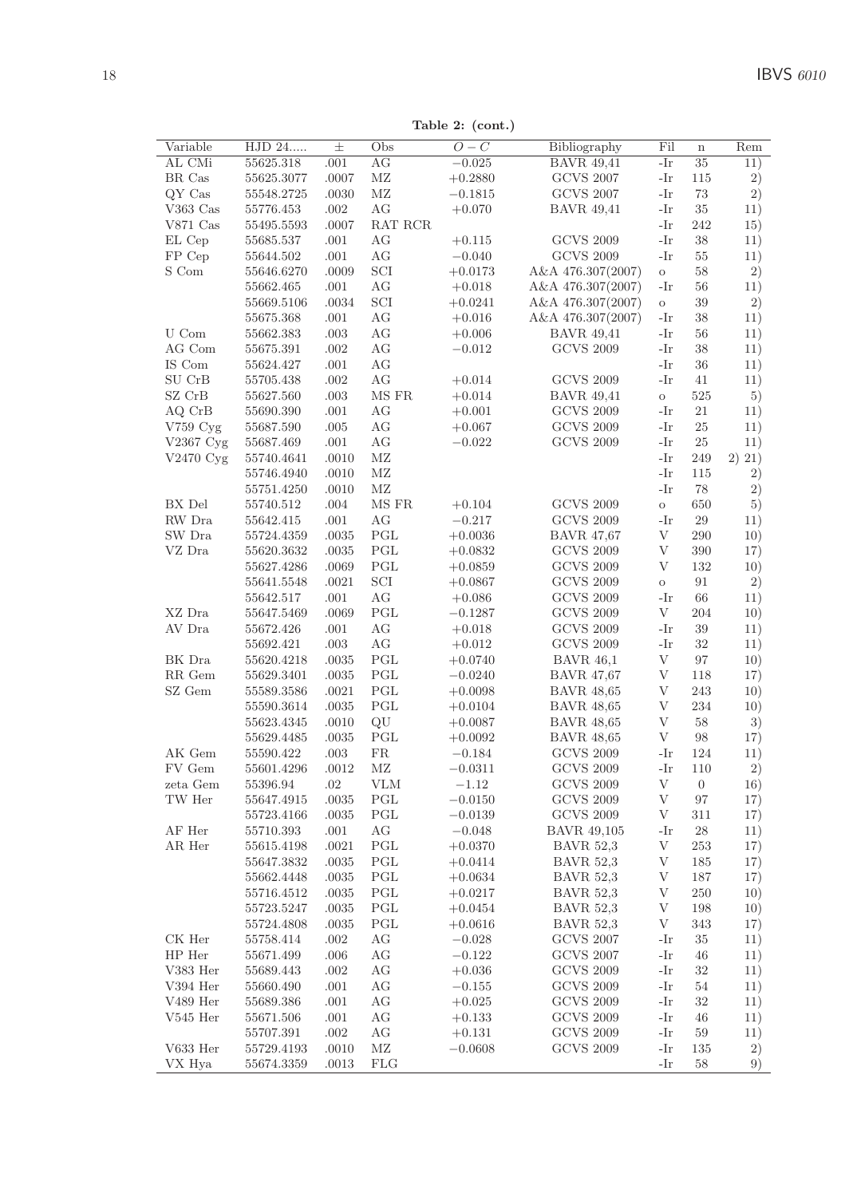**Table 2: (cont.)**

| Variable | HJD 24..... | ± | Obs | $O-C$ | Bibliography | Fil | n | Rem |
|---|---|---|---|---|---|---|---|---|
| AL CMi | 55625.318 | .001 | AG | −0.025 | BAVR 49,41 | -Ir | 35 | 11) |
| BR Cas | 55625.3077 | .0007 | MZ | +0.2880 | GCVS 2007 | -Ir | 115 | 2) |
| QY Cas | 55548.2725 | .0030 | MZ | −0.1815 | GCVS 2007 | -Ir | 73 | 2) |
| V363 Cas | 55776.453 | .002 | AG | +0.070 | BAVR 49,41 | -Ir | 35 | 11) |
| V871 Cas | 55495.5593 | .0007 | RAT RCR | | | -Ir | 242 | 15) |
| EL Cep | 55685.537 | .001 | AG | +0.115 | GCVS 2009 | -Ir | 38 | 11) |
| FP Cep | 55644.502 | .001 | AG | −0.040 | GCVS 2009 | -Ir | 55 | 11) |
| S Com | 55646.6270 | .0009 | SCI | +0.0173 | A&A 476.307(2007) | o | 58 | 2) |
| | 55662.465 | .001 | AG | +0.018 | A&A 476.307(2007) | -Ir | 56 | 11) |
| | 55669.5106 | .0034 | SCI | +0.0241 | A&A 476.307(2007) | o | 39 | 2) |
| | 55675.368 | .001 | AG | +0.016 | A&A 476.307(2007) | -Ir | 38 | 11) |
| U Com | 55662.383 | .003 | AG | +0.006 | BAVR 49,41 | -Ir | 56 | 11) |
| AG Com | 55675.391 | .002 | AG | −0.012 | GCVS 2009 | -Ir | 38 | 11) |
| IS Com | 55624.427 | .001 | AG | | | -Ir | 36 | 11) |
| SU CrB | 55705.438 | .002 | AG | +0.014 | GCVS 2009 | -Ir | 41 | 11) |
| SZ CrB | 55627.560 | .003 | MS FR | +0.014 | BAVR 49,41 | o | 525 | 5) |
| AQ CrB | 55690.390 | .001 | AG | +0.001 | GCVS 2009 | -Ir | 21 | 11) |
| V759 Cyg | 55687.590 | .005 | AG | +0.067 | GCVS 2009 | -Ir | 25 | 11) |
| V2367 Cyg | 55687.469 | .001 | AG | −0.022 | GCVS 2009 | -Ir | 25 | 11) |
| V2470 Cyg | 55740.4641 | .0010 | MZ | | | -Ir | 249 | 2) 21) |
| | 55746.4940 | .0010 | MZ | | | -Ir | 115 | 2) |
| | 55751.4250 | .0010 | MZ | | | -Ir | 78 | 2) |
| BX Del | 55740.512 | .004 | MS FR | +0.104 | GCVS 2009 | o | 650 | 5) |
| RW Dra | 55642.415 | .001 | AG | −0.217 | GCVS 2009 | -Ir | 29 | 11) |
| SW Dra | 55724.4359 | .0035 | PGL | +0.0036 | BAVR 47,67 | V | 290 | 10) |
| VZ Dra | 55620.3632 | .0035 | PGL | +0.0832 | GCVS 2009 | V | 390 | 17) |
| | 55627.4286 | .0069 | PGL | +0.0859 | GCVS 2009 | V | 132 | 10) |
| | 55641.5548 | .0021 | SCI | +0.0867 | GCVS 2009 | o | 91 | 2) |
| | 55642.517 | .001 | AG | +0.086 | GCVS 2009 | -Ir | 66 | 11) |
| XZ Dra | 55647.5469 | .0069 | PGL | −0.1287 | GCVS 2009 | V | 204 | 10) |
| AV Dra | 55672.426 | .001 | AG | +0.018 | GCVS 2009 | -Ir | 39 | 11) |
| | 55692.421 | .003 | AG | +0.012 | GCVS 2009 | -Ir | 32 | 11) |
| BK Dra | 55620.4218 | .0035 | PGL | +0.0740 | BAVR 46,1 | V | 97 | 10) |
| RR Gem | 55629.3401 | .0035 | PGL | −0.0240 | BAVR 47,67 | V | 118 | 17) |
| SZ Gem | 55589.3586 | .0021 | PGL | +0.0098 | BAVR 48,65 | V | 243 | 10) |
| | 55590.3614 | .0035 | PGL | +0.0104 | BAVR 48,65 | V | 234 | 10) |
| | 55623.4345 | .0010 | QU | +0.0087 | BAVR 48,65 | V | 58 | 3) |
| | 55629.4485 | .0035 | PGL | +0.0092 | BAVR 48,65 | V | 98 | 17) |
| AK Gem | 55590.422 | .003 | FR | −0.184 | GCVS 2009 | -Ir | 124 | 11) |
| FV Gem | 55601.4296 | .0012 | MZ | −0.0311 | GCVS 2009 | -Ir | 110 | 2) |
| zeta Gem | 55396.94 | .02 | VLM | −1.12 | GCVS 2009 | V | 0 | 16) |
| TW Her | 55647.4915 | .0035 | PGL | −0.0150 | GCVS 2009 | V | 97 | 17) |
| | 55723.4166 | .0035 | PGL | −0.0139 | GCVS 2009 | V | 311 | 17) |
| AF Her | 55710.393 | .001 | AG | −0.048 | BAVR 49,105 | -Ir | 28 | 11) |
| AR Her | 55615.4198 | .0021 | PGL | +0.0370 | BAVR 52,3 | V | 253 | 17) |
| | 55647.3832 | .0035 | PGL | +0.0414 | BAVR 52,3 | V | 185 | 17) |
| | 55662.4448 | .0035 | PGL | +0.0634 | BAVR 52,3 | V | 187 | 17) |
| | 55716.4512 | .0035 | PGL | +0.0217 | BAVR 52,3 | V | 250 | 10) |
| | 55723.5247 | .0035 | PGL | +0.0454 | BAVR 52,3 | V | 198 | 10) |
| | 55724.4808 | .0035 | PGL | +0.0616 | BAVR 52,3 | V | 343 | 17) |
| CK Her | 55758.414 | .002 | AG | −0.028 | GCVS 2007 | -Ir | 35 | 11) |
| HP Her | 55671.499 | .006 | AG | −0.122 | GCVS 2007 | -Ir | 46 | 11) |
| V383 Her | 55689.443 | .002 | AG | +0.036 | GCVS 2009 | -Ir | 32 | 11) |
| V394 Her | 55660.490 | .001 | AG | −0.155 | GCVS 2009 | -Ir | 54 | 11) |
| V489 Her | 55689.386 | .001 | AG | +0.025 | GCVS 2009 | -Ir | 32 | 11) |
| V545 Her | 55671.506 | .001 | AG | +0.133 | GCVS 2009 | -Ir | 46 | 11) |
| | 55707.391 | .002 | AG | +0.131 | GCVS 2009 | -Ir | 59 | 11) |
| V633 Her | 55729.4193 | .0010 | MZ | −0.0608 | GCVS 2009 | -Ir | 135 | 2) |
| VX Hya | 55674.3359 | .0013 | FLG | | | -Ir | 58 | 9) |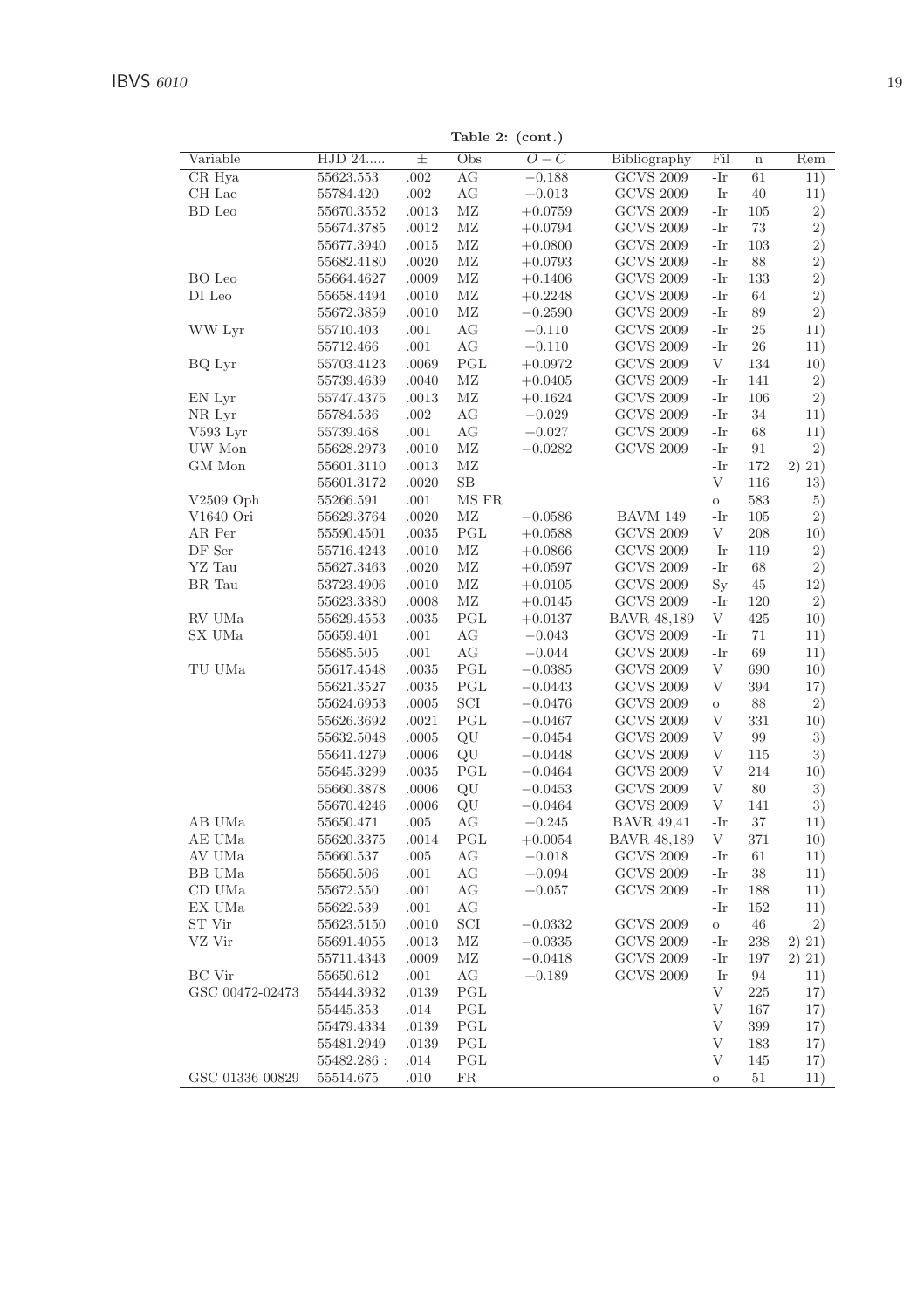**Table 2: (cont.)**

| Variable | HJD 24..... | ± | Obs | $O-C$ | Bibliography | Fil | n | Rem |
|---|---|---|---|---|---|---|---|---|
| CR Hya | 55623.553 | .002 | AG | −0.188 | GCVS 2009 | -Ir | 61 | 11) |
| CH Lac | 55784.420 | .002 | AG | +0.013 | GCVS 2009 | -Ir | 40 | 11) |
| BD Leo | 55670.3552 | .0013 | MZ | +0.0759 | GCVS 2009 | -Ir | 105 | 2) |
| | 55674.3785 | .0012 | MZ | +0.0794 | GCVS 2009 | -Ir | 73 | 2) |
| | 55677.3940 | .0015 | MZ | +0.0800 | GCVS 2009 | -Ir | 103 | 2) |
| | 55682.4180 | .0020 | MZ | +0.0793 | GCVS 2009 | -Ir | 88 | 2) |
| BO Leo | 55664.4627 | .0009 | MZ | +0.1406 | GCVS 2009 | -Ir | 133 | 2) |
| DI Leo | 55658.4494 | .0010 | MZ | +0.2248 | GCVS 2009 | -Ir | 64 | 2) |
| | 55672.3859 | .0010 | MZ | −0.2590 | GCVS 2009 | -Ir | 89 | 2) |
| WW Lyr | 55710.403 | .001 | AG | +0.110 | GCVS 2009 | -Ir | 25 | 11) |
| | 55712.466 | .001 | AG | +0.110 | GCVS 2009 | -Ir | 26 | 11) |
| BQ Lyr | 55703.4123 | .0069 | PGL | +0.0972 | GCVS 2009 | V | 134 | 10) |
| | 55739.4639 | .0040 | MZ | +0.0405 | GCVS 2009 | -Ir | 141 | 2) |
| EN Lyr | 55747.4375 | .0013 | MZ | +0.1624 | GCVS 2009 | -Ir | 106 | 2) |
| NR Lyr | 55784.536 | .002 | AG | −0.029 | GCVS 2009 | -Ir | 34 | 11) |
| V593 Lyr | 55739.468 | .001 | AG | +0.027 | GCVS 2009 | -Ir | 68 | 11) |
| UW Mon | 55628.2973 | .0010 | MZ | −0.0282 | GCVS 2009 | -Ir | 91 | 2) |
| GM Mon | 55601.3110 | .0013 | MZ | | | -Ir | 172 | 2) 21) |
| | 55601.3172 | .0020 | SB | | | V | 116 | 13) |
| V2509 Oph | 55266.591 | .001 | MS FR | | | o | 583 | 5) |
| V1640 Ori | 55629.3764 | .0020 | MZ | −0.0586 | BAVM 149 | -Ir | 105 | 2) |
| AR Per | 55590.4501 | .0035 | PGL | +0.0588 | GCVS 2009 | V | 208 | 10) |
| DF Ser | 55716.4243 | .0010 | MZ | +0.0866 | GCVS 2009 | -Ir | 119 | 2) |
| YZ Tau | 55627.3463 | .0020 | MZ | +0.0597 | GCVS 2009 | -Ir | 68 | 2) |
| BR Tau | 53723.4906 | .0010 | MZ | +0.0105 | GCVS 2009 | Sy | 45 | 12) |
| | 55623.3380 | .0008 | MZ | +0.0145 | GCVS 2009 | -Ir | 120 | 2) |
| RV UMa | 55629.4553 | .0035 | PGL | +0.0137 | BAVR 48,189 | V | 425 | 10) |
| SX UMa | 55659.401 | .001 | AG | −0.043 | GCVS 2009 | -Ir | 71 | 11) |
| | 55685.505 | .001 | AG | −0.044 | GCVS 2009 | -Ir | 69 | 11) |
| TU UMa | 55617.4548 | .0035 | PGL | −0.0385 | GCVS 2009 | V | 690 | 10) |
| | 55621.3527 | .0035 | PGL | −0.0443 | GCVS 2009 | V | 394 | 17) |
| | 55624.6953 | .0005 | SCI | −0.0476 | GCVS 2009 | o | 88 | 2) |
| | 55626.3692 | .0021 | PGL | −0.0467 | GCVS 2009 | V | 331 | 10) |
| | 55632.5048 | .0005 | QU | −0.0454 | GCVS 2009 | V | 99 | 3) |
| | 55641.4279 | .0006 | QU | −0.0448 | GCVS 2009 | V | 115 | 3) |
| | 55645.3299 | .0035 | PGL | −0.0464 | GCVS 2009 | V | 214 | 10) |
| | 55660.3878 | .0006 | QU | −0.0453 | GCVS 2009 | V | 80 | 3) |
| | 55670.4246 | .0006 | QU | −0.0464 | GCVS 2009 | V | 141 | 3) |
| AB UMa | 55650.471 | .005 | AG | +0.245 | BAVR 49,41 | -Ir | 37 | 11) |
| AE UMa | 55620.3375 | .0014 | PGL | +0.0054 | BAVR 48,189 | V | 371 | 10) |
| AV UMa | 55660.537 | .005 | AG | −0.018 | GCVS 2009 | -Ir | 61 | 11) |
| BB UMa | 55650.506 | .001 | AG | +0.094 | GCVS 2009 | -Ir | 38 | 11) |
| CD UMa | 55672.550 | .001 | AG | +0.057 | GCVS 2009 | -Ir | 188 | 11) |
| EX UMa | 55622.539 | .001 | AG | | | -Ir | 152 | 11) |
| ST Vir | 55623.5150 | .0010 | SCI | −0.0332 | GCVS 2009 | o | 46 | 2) |
| VZ Vir | 55691.4055 | .0013 | MZ | −0.0335 | GCVS 2009 | -Ir | 238 | 2) 21) |
| | 55711.4343 | .0009 | MZ | −0.0418 | GCVS 2009 | -Ir | 197 | 2) 21) |
| BC Vir | 55650.612 | .001 | AG | +0.189 | GCVS 2009 | -Ir | 94 | 11) |
| GSC 00472-02473 | 55444.3932 | .0139 | PGL | | | V | 225 | 17) |
| | 55445.353 | .014 | PGL | | | V | 167 | 17) |
| | 55479.4334 | .0139 | PGL | | | V | 399 | 17) |
| | 55481.2949 | .0139 | PGL | | | V | 183 | 17) |
| | 55482.286 : | .014 | PGL | | | V | 145 | 17) |
| GSC 01336-00829 | 55514.675 | .010 | FR | | | o | 51 | 11) |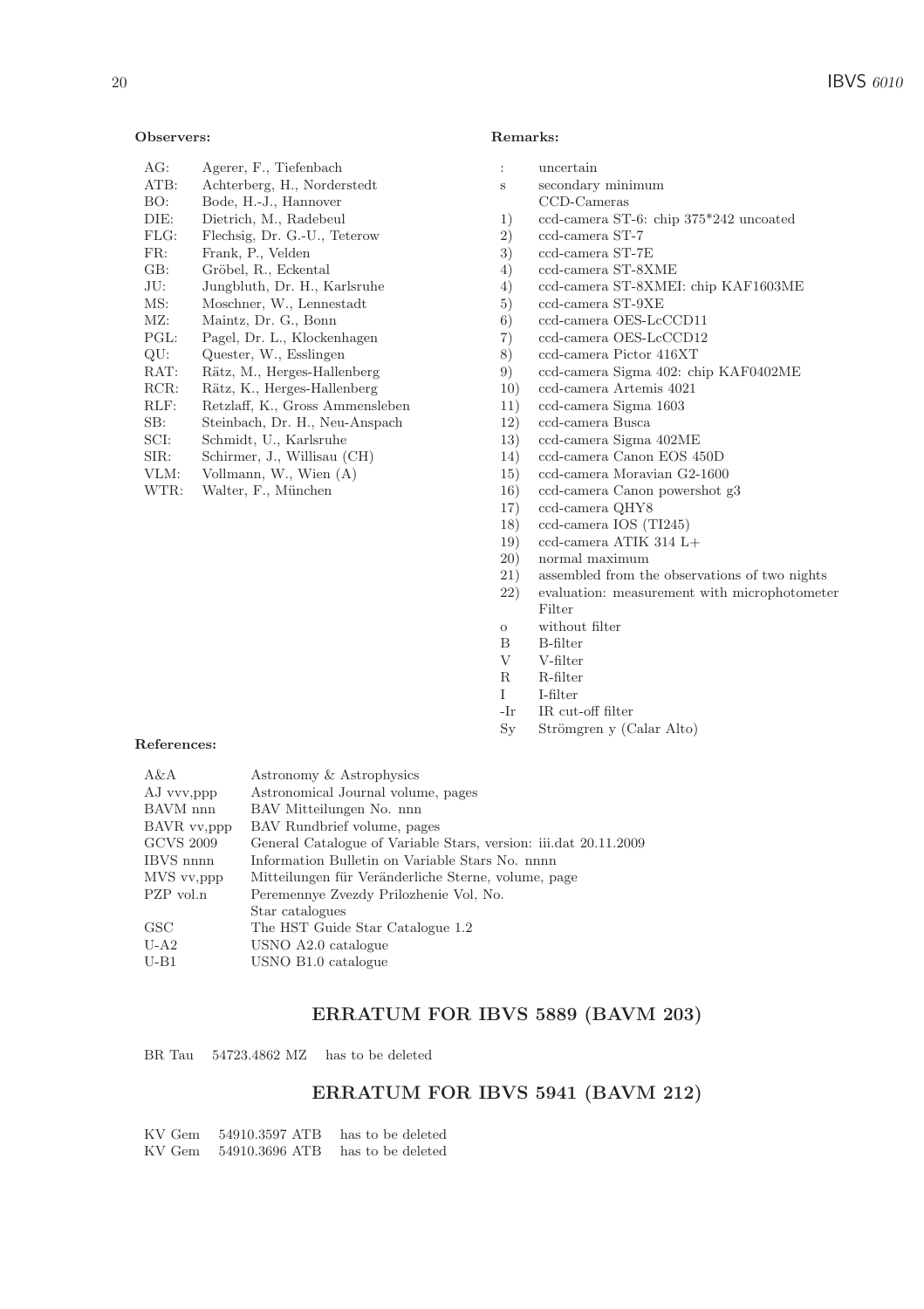**Observers:**

| | |
|---|---|
| AG: | Agerer, F., Tiefenbach |
| ATB: | Achterberg, H., Norderstedt |
| BO: | Bode, H.-J., Hannover |
| DIE: | Dietrich, M., Radebeul |
| FLG: | Flechsig, Dr. G.-U., Teterow |
| FR: | Frank, P., Velden |
| GB: | Gröbel, R., Eckental |
| JU: | Jungbluth, Dr. H., Karlsruhe |
| MS: | Moschner, W., Lennestadt |
| MZ: | Maintz, Dr. G., Bonn |
| PGL: | Pagel, Dr. L., Klockenhagen |
| QU: | Quester, W., Esslingen |
| RAT: | Rätz, M., Herges-Hallenberg |
| RCR: | Rätz, K., Herges-Hallenberg |
| RLF: | Retzlaff, K., Gross Ammensleben |
| SB: | Steinbach, Dr. H., Neu-Anspach |
| SCI: | Schmidt, U., Karlsruhe |
| SIR: | Schirmer, J., Willisau (CH) |
| VLM: | Vollmann, W., Wien (A) |
| WTR: | Walter, F., München |

**Remarks:**

| | |
|---|---|
| : | uncertain |
| s | secondary minimum |
| | CCD-Cameras |
| 1) | ccd-camera ST-6: chip 375*242 uncoated |
| 2) | ccd-camera ST-7 |
| 3) | ccd-camera ST-7E |
| 4) | ccd-camera ST-8XME |
| 4) | ccd-camera ST-8XMEI: chip KAF1603ME |
| 5) | ccd-camera ST-9XE |
| 6) | ccd-camera OES-LcCCD11 |
| 7) | ccd-camera OES-LcCCD12 |
| 8) | ccd-camera Pictor 416XT |
| 9) | ccd-camera Sigma 402: chip KAF0402ME |
| 10) | ccd-camera Artemis 4021 |
| 11) | ccd-camera Sigma 1603 |
| 12) | ccd-camera Busca |
| 13) | ccd-camera Sigma 402ME |
| 14) | ccd-camera Canon EOS 450D |
| 15) | ccd-camera Moravian G2-1600 |
| 16) | ccd-camera Canon powershot g3 |
| 17) | ccd-camera QHY8 |
| 18) | ccd-camera IOS (TI245) |
| 19) | ccd-camera ATIK 314 L+ |
| 20) | normal maximum |
| 21) | assembled from the observations of two nights |
| 22) | evaluation: measurement with microphotometer |
| | Filter |
| o | without filter |
| B | B-filter |
| V | V-filter |
| R | R-filter |
| I | I-filter |
| -Ir | IR cut-off filter |
| Sy | Strömgren y (Calar Alto) |

**References:**

| | |
|---|---|
| A&A | Astronomy & Astrophysics |
| AJ vvv,ppp | Astronomical Journal volume, pages |
| BAVM nnn | BAV Mitteilungen No. nnn |
| BAVR vv,ppp | BAV Rundbrief volume, pages |
| GCVS 2009 | General Catalogue of Variable Stars, version: iii.dat 20.11.2009 |
| IBVS nnnn | Information Bulletin on Variable Stars No. nnnn |
| MVS vv,ppp | Mitteilungen für Veränderliche Sterne, volume, page |
| PZP vol.n | Peremennye Zvezdy Prilozhenie Vol, No. |
| | Star catalogues |
| GSC | The HST Guide Star Catalogue 1.2 |
| U-A2 | USNO A2.0 catalogue |
| U-B1 | USNO B1.0 catalogue |

## ERRATUM FOR IBVS 5889 (BAVM 203)

BR Tau 54723.4862 MZ has to be deleted

## ERRATUM FOR IBVS 5941 (BAVM 212)

KV Gem 54910.3597 ATB has to be deleted
KV Gem 54910.3696 ATB has to be deleted